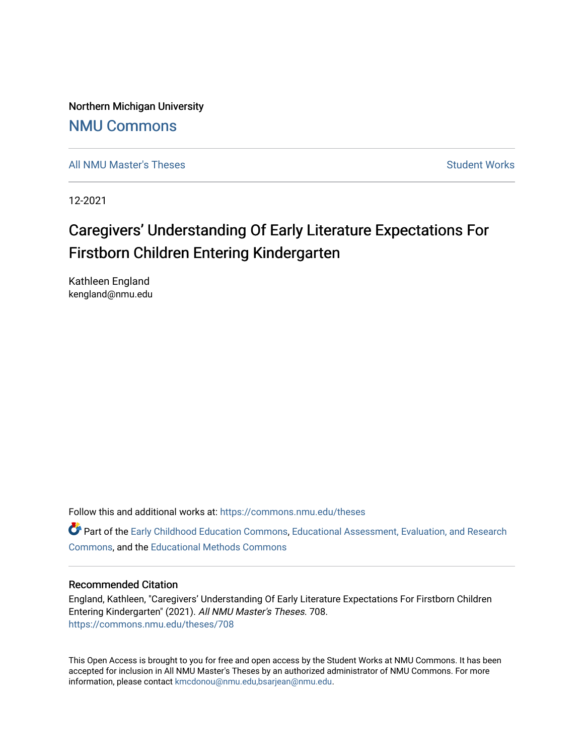Northern Michigan University

## NMU Commons

All NMU Master's Theses | Student Works

12-2021

# Caregivers' Understanding Of Early Literature Expectations For Firstborn Children Entering Kindergarten

Kathleen England
kengland@nmu.edu

Follow this and additional works at: https://commons.nmu.edu/theses

Part of the Early Childhood Education Commons, Educational Assessment, Evaluation, and Research Commons, and the Educational Methods Commons

### Recommended Citation

England, Kathleen, "Caregivers' Understanding Of Early Literature Expectations For Firstborn Children Entering Kindergarten" (2021). *All NMU Master's Theses*. 708.
https://commons.nmu.edu/theses/708

This Open Access is brought to you for free and open access by the Student Works at NMU Commons. It has been accepted for inclusion in All NMU Master's Theses by an authorized administrator of NMU Commons. For more information, please contact kmcdonou@nmu.edu,bsarjean@nmu.edu.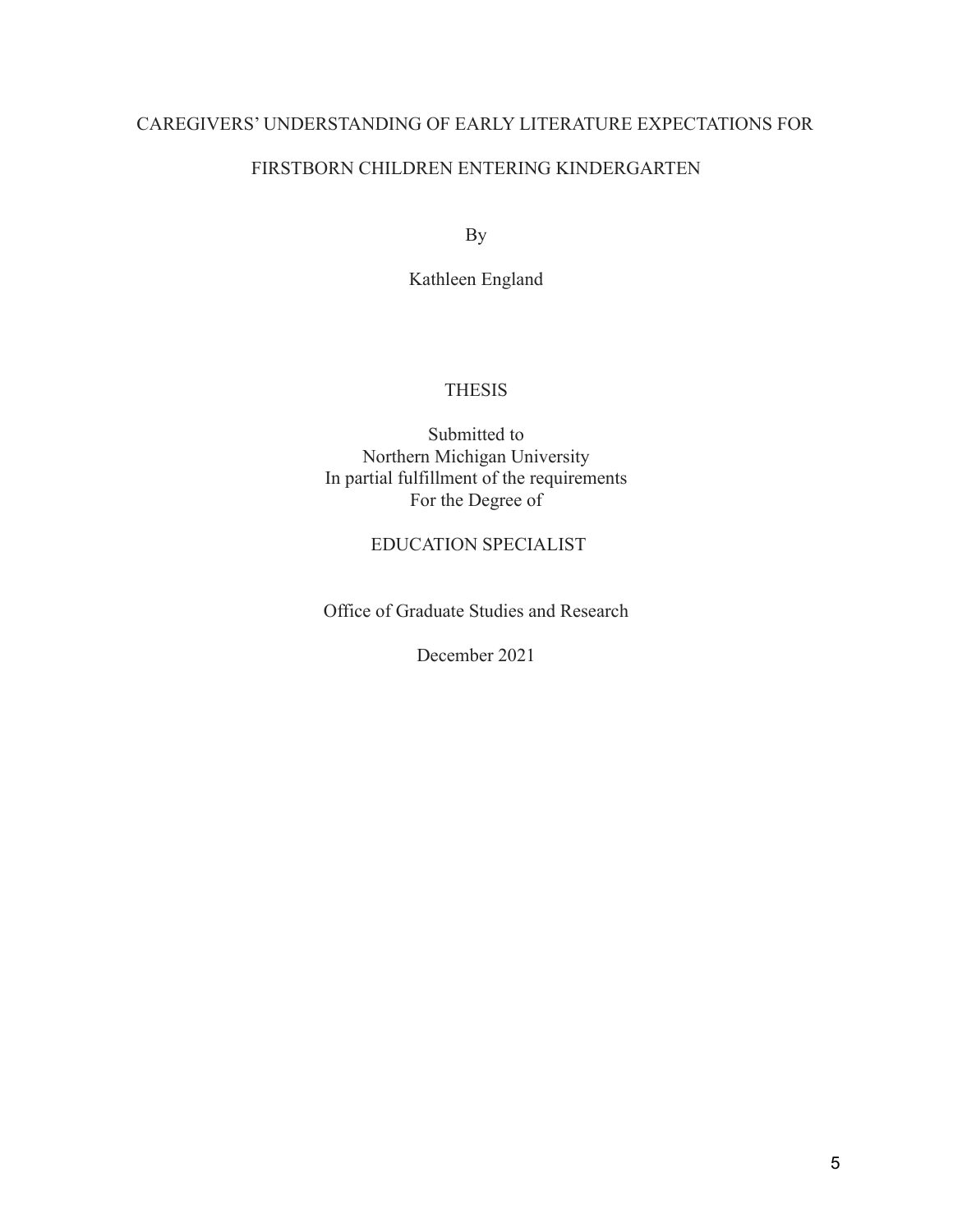# CAREGIVERS' UNDERSTANDING OF EARLY LITERATURE EXPECTATIONS FOR FIRSTBORN CHILDREN ENTERING KINDERGARTEN

By

Kathleen England

THESIS

Submitted to
Northern Michigan University
In partial fulfillment of the requirements
For the Degree of

EDUCATION SPECIALIST

Office of Graduate Studies and Research

December 2021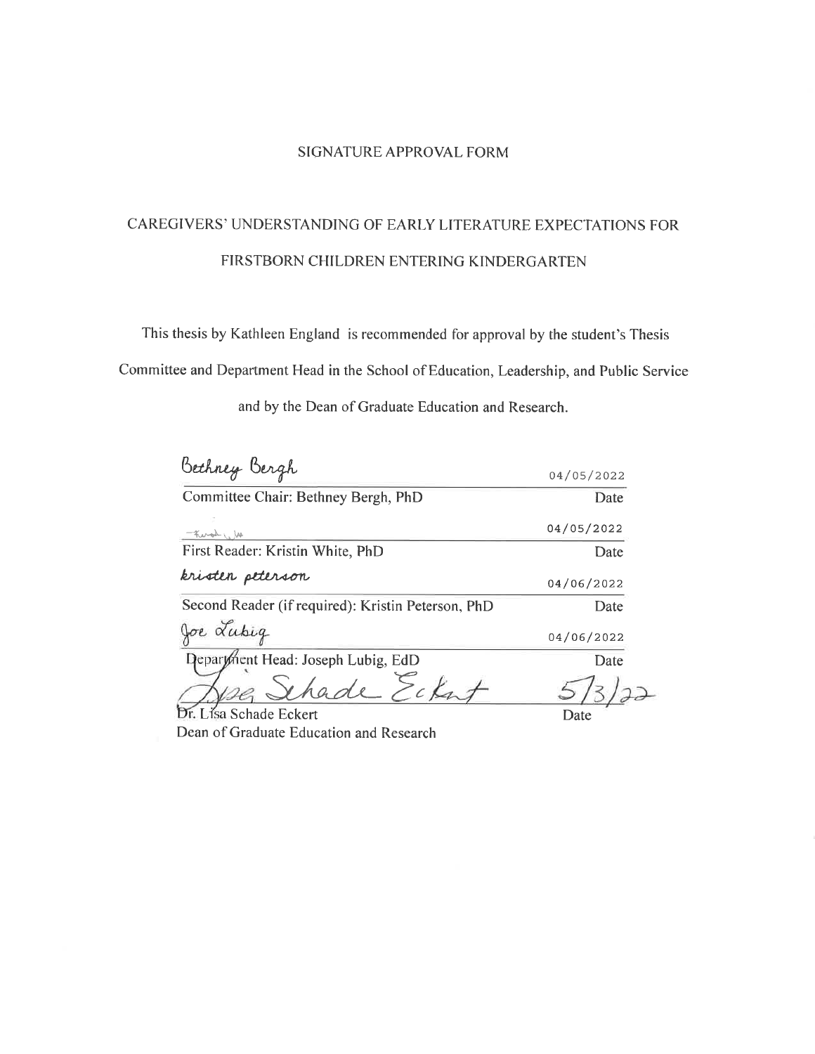SIGNATURE APPROVAL FORM

CAREGIVERS' UNDERSTANDING OF EARLY LITERATURE EXPECTATIONS FOR FIRSTBORN CHILDREN ENTERING KINDERGARTEN

This thesis by Kathleen England is recommended for approval by the student's Thesis Committee and Department Head in the School of Education, Leadership, and Public Service and by the Dean of Graduate Education and Research.

| Signature | Date |
| --- | --- |
| Bethney Bergh | 04/05/2022 |
| Committee Chair: Bethney Bergh, PhD | Date |
| Kristin White | 04/05/2022 |
| First Reader: Kristin White, PhD | Date |
| kristen peterson | 04/06/2022 |
| Second Reader (if required): Kristin Peterson, PhD | Date |
| Joe Lubig | 04/06/2022 |
| Department Head: Joseph Lubig, EdD | Date |
| Lisa Schade Eckert | 5/3/22 |
| Dr. Lisa Schade Eckert<br>Dean of Graduate Education and Research | Date |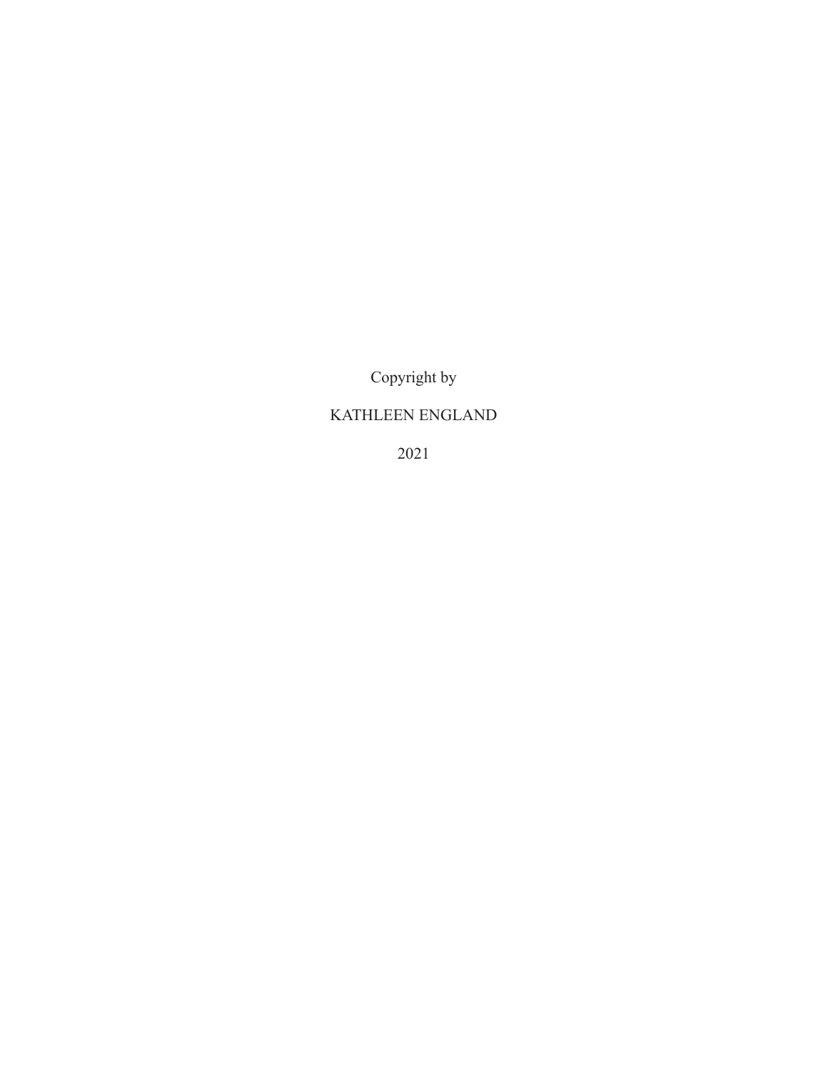Copyright by

KATHLEEN ENGLAND

2021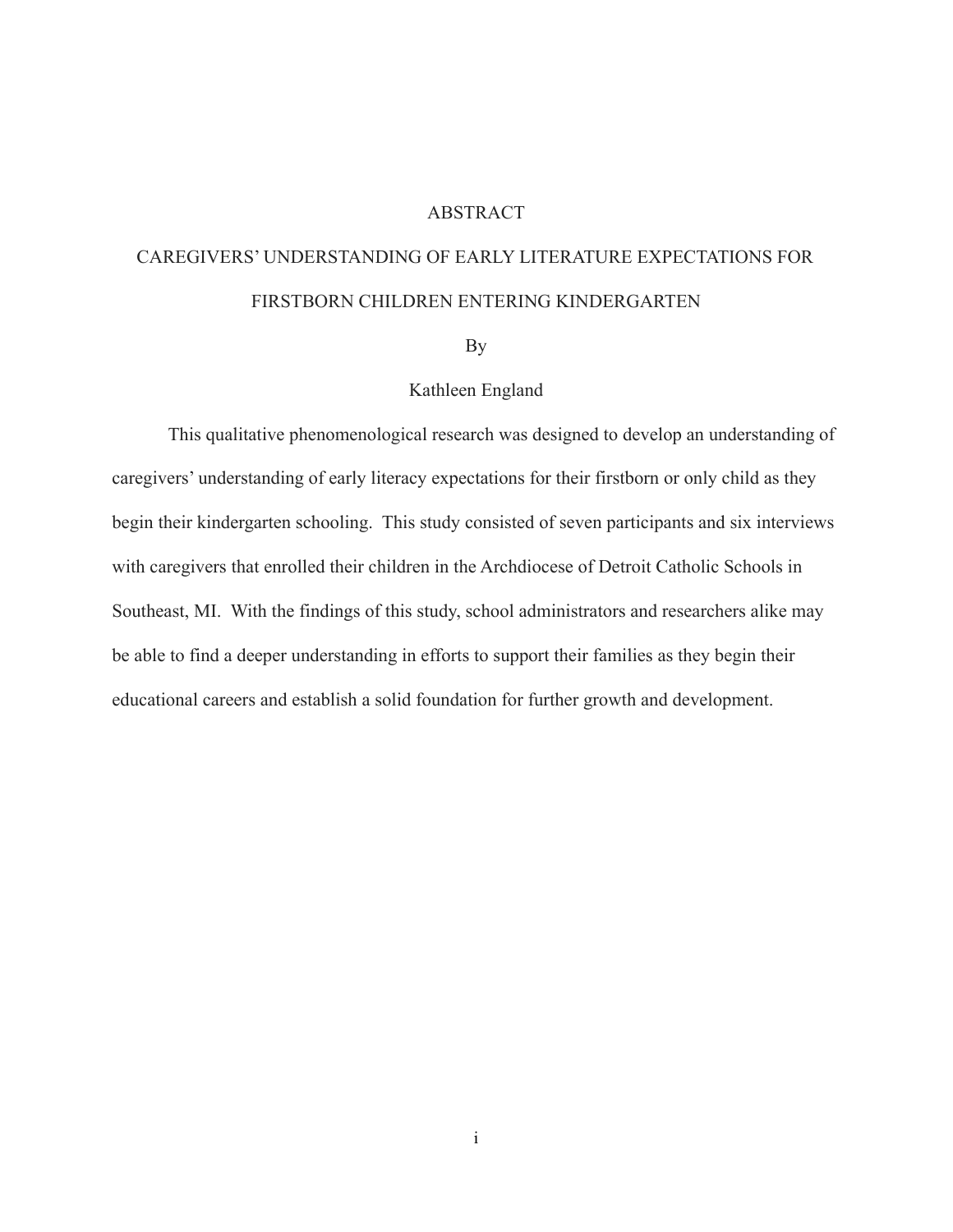# ABSTRACT

## CAREGIVERS' UNDERSTANDING OF EARLY LITERATURE EXPECTATIONS FOR FIRSTBORN CHILDREN ENTERING KINDERGARTEN

By

Kathleen England

This qualitative phenomenological research was designed to develop an understanding of caregivers' understanding of early literacy expectations for their firstborn or only child as they begin their kindergarten schooling. This study consisted of seven participants and six interviews with caregivers that enrolled their children in the Archdiocese of Detroit Catholic Schools in Southeast, MI. With the findings of this study, school administrators and researchers alike may be able to find a deeper understanding in efforts to support their families as they begin their educational careers and establish a solid foundation for further growth and development.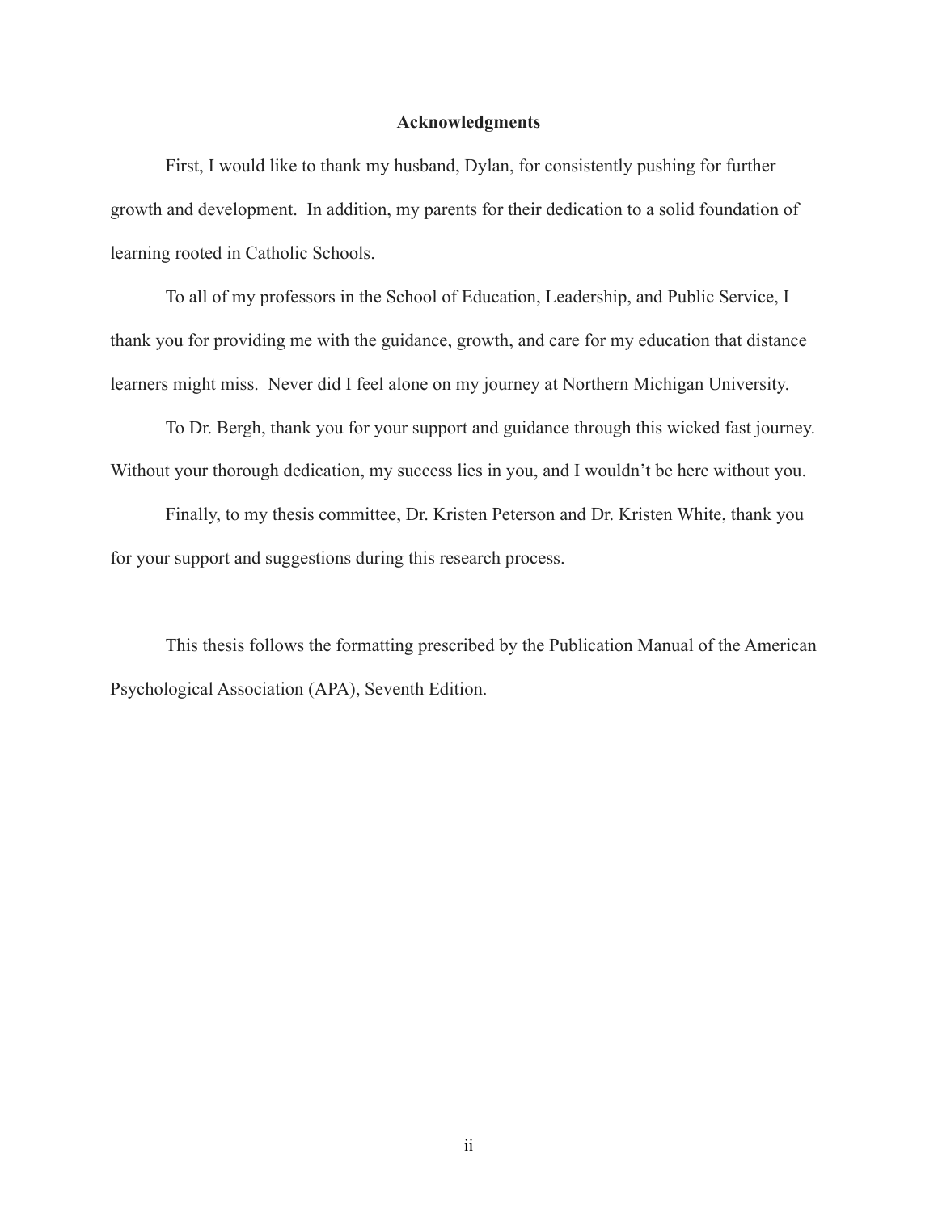## Acknowledgments

First, I would like to thank my husband, Dylan, for consistently pushing for further growth and development. In addition, my parents for their dedication to a solid foundation of learning rooted in Catholic Schools.

To all of my professors in the School of Education, Leadership, and Public Service, I thank you for providing me with the guidance, growth, and care for my education that distance learners might miss. Never did I feel alone on my journey at Northern Michigan University.

To Dr. Bergh, thank you for your support and guidance through this wicked fast journey. Without your thorough dedication, my success lies in you, and I wouldn't be here without you.

Finally, to my thesis committee, Dr. Kristen Peterson and Dr. Kristen White, thank you for your support and suggestions during this research process.

This thesis follows the formatting prescribed by the Publication Manual of the American Psychological Association (APA), Seventh Edition.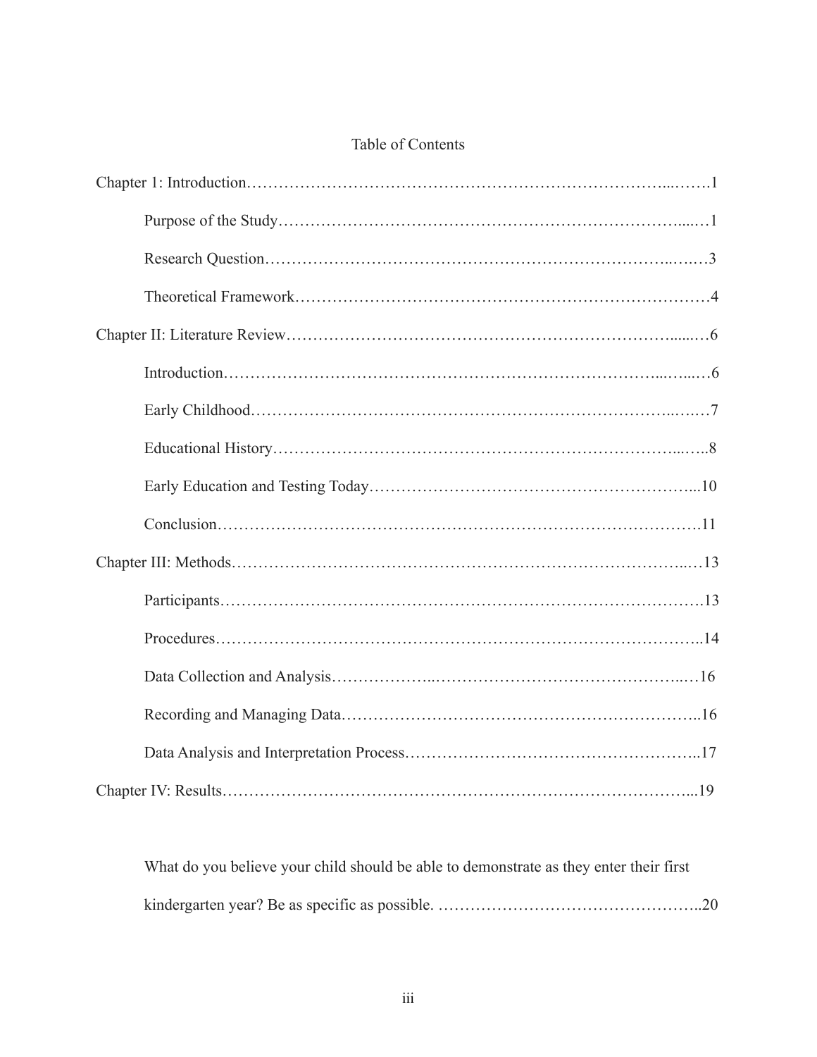# Table of Contents

Chapter 1: Introduction……………………………………………………………………...…….1

Purpose of the Study……………………………………………………………………....…1

Research Question……………………………………………………………………..….…3

Theoretical Framework………………………………………………………………………4

Chapter II: Literature Review…………………………………………………………….......…6

Introduction………………………………………………………………………...…...…6

Early Childhood…………………………………………………………………………..….…7

Educational History…………………………………………………………………...…..8

Early Education and Testing Today…………………………………………………….....10

Conclusion………………………………………………………………………………….11

Chapter III: Methods………………………………………………………………………...…13

Participants………………………………………………………………………………….13

Procedures…………………………………………………………………………………..14

Data Collection and Analysis………………..………………………………………..…16

Recording and Managing Data………………………………………………………..16

Data Analysis and Interpretation Process……………………………………………..17

Chapter IV: Results……………………………………………………………………………...19

What do you believe your child should be able to demonstrate as they enter their first kindergarten year? Be as specific as possible. …………………………………………..20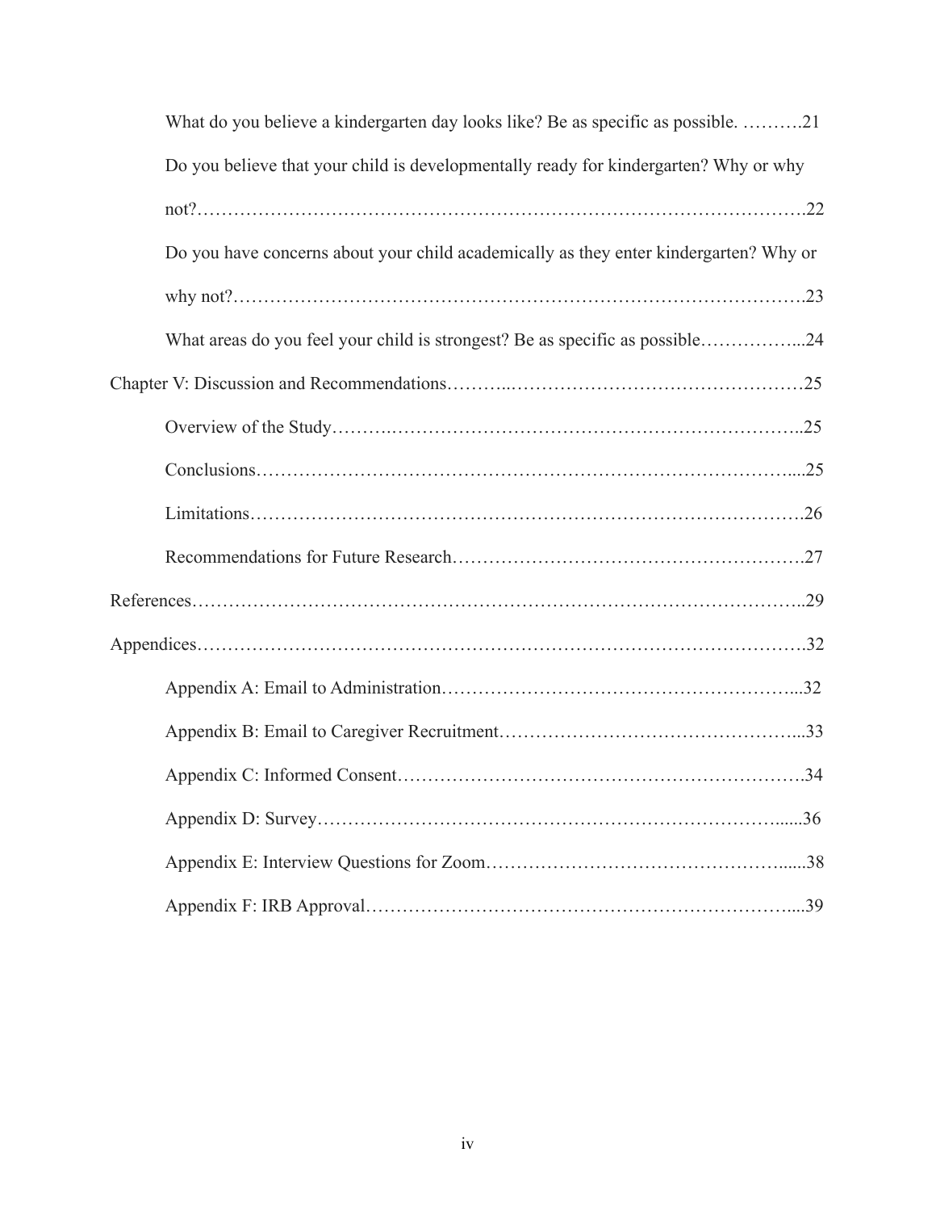What do you believe a kindergarten day looks like? Be as specific as possible. ……….21

Do you believe that your child is developmentally ready for kindergarten? Why or why not?……………………………………………………………………………………….22

Do you have concerns about your child academically as they enter kindergarten? Why or why not?…………………………………………………………………………………….23

What areas do you feel your child is strongest? Be as specific as possible……………...24

Chapter V: Discussion and Recommendations………..…………………………………………25

Overview of the Study……….………………………………………………………..25

Conclusions………………………………………………………………………....25

Limitations……………………………………………………………………………….26

Recommendations for Future Research……………………………………………….27

References…………………………………………………………………………………..29

Appendices……………………………………………………………………………………….32

Appendix A: Email to Administration…………………………………………………...32

Appendix B: Email to Caregiver Recruitment…………………………………………...33

Appendix C: Informed Consent………………………………………………………….34

Appendix D: Survey……………………………………………………………….......36

Appendix E: Interview Questions for Zoom…………………………………………......38

Appendix F: IRB Approval……………………………………………………………...39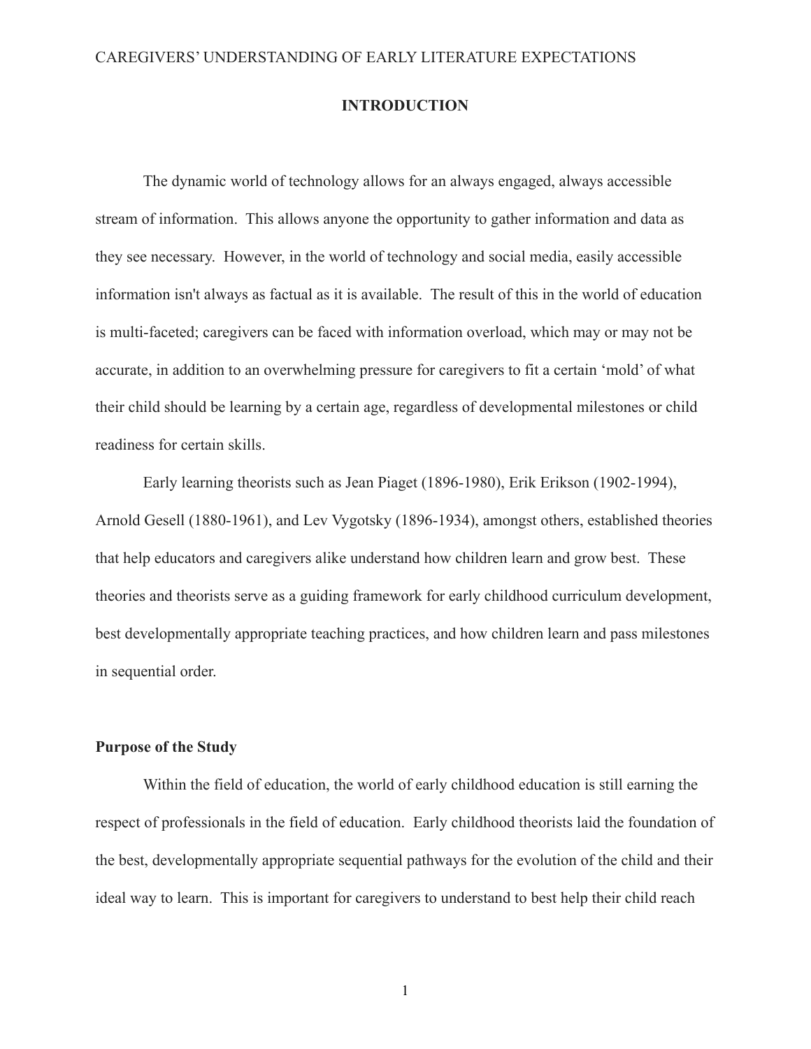# INTRODUCTION

The dynamic world of technology allows for an always engaged, always accessible stream of information. This allows anyone the opportunity to gather information and data as they see necessary. However, in the world of technology and social media, easily accessible information isn't always as factual as it is available. The result of this in the world of education is multi-faceted; caregivers can be faced with information overload, which may or may not be accurate, in addition to an overwhelming pressure for caregivers to fit a certain 'mold' of what their child should be learning by a certain age, regardless of developmental milestones or child readiness for certain skills.

Early learning theorists such as Jean Piaget (1896-1980), Erik Erikson (1902-1994), Arnold Gesell (1880-1961), and Lev Vygotsky (1896-1934), amongst others, established theories that help educators and caregivers alike understand how children learn and grow best. These theories and theorists serve as a guiding framework for early childhood curriculum development, best developmentally appropriate teaching practices, and how children learn and pass milestones in sequential order.

## Purpose of the Study

Within the field of education, the world of early childhood education is still earning the respect of professionals in the field of education. Early childhood theorists laid the foundation of the best, developmentally appropriate sequential pathways for the evolution of the child and their ideal way to learn. This is important for caregivers to understand to best help their child reach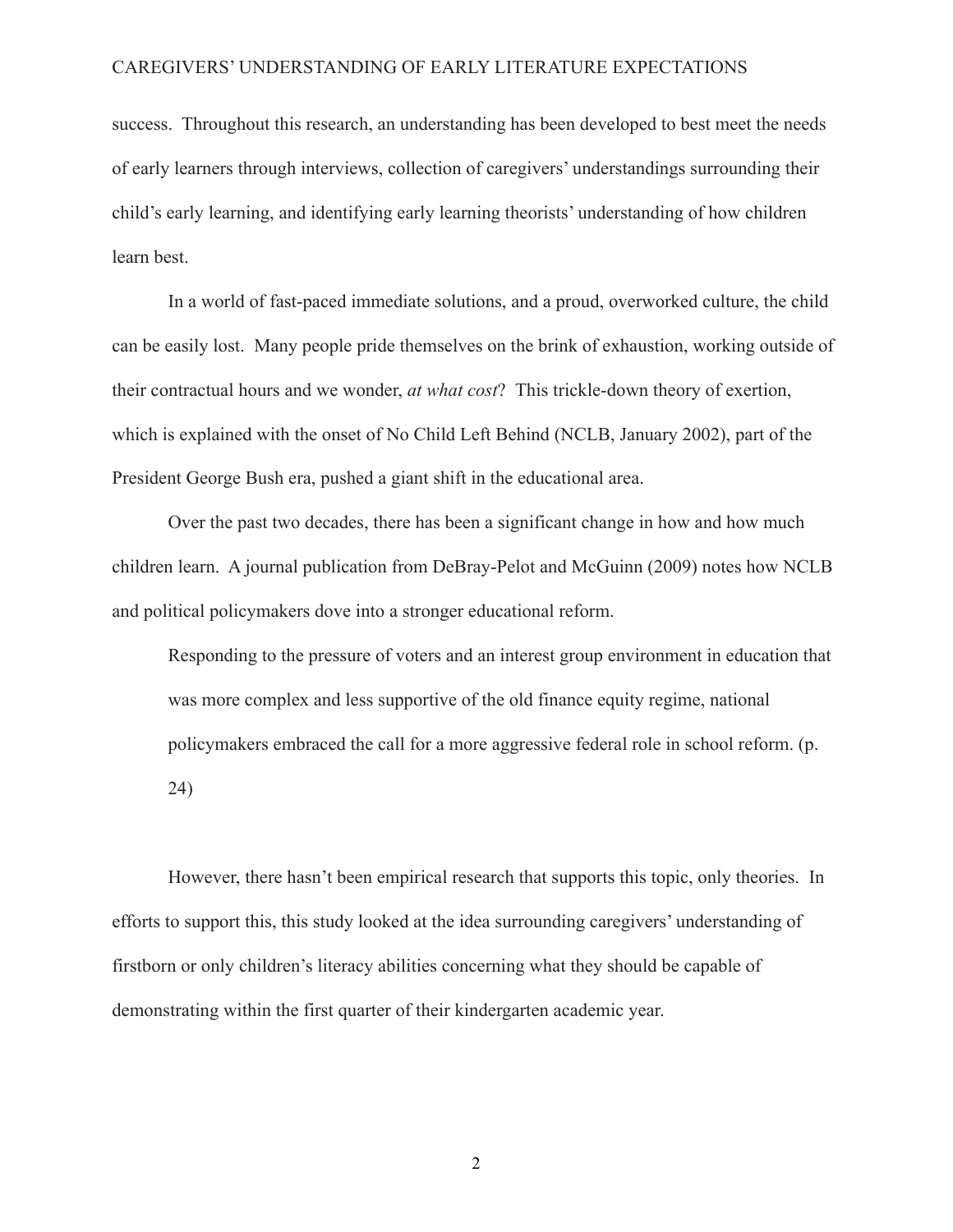success. Throughout this research, an understanding has been developed to best meet the needs of early learners through interviews, collection of caregivers' understandings surrounding their child's early learning, and identifying early learning theorists' understanding of how children learn best.

In a world of fast-paced immediate solutions, and a proud, overworked culture, the child can be easily lost. Many people pride themselves on the brink of exhaustion, working outside of their contractual hours and we wonder, *at what cost*? This trickle-down theory of exertion, which is explained with the onset of No Child Left Behind (NCLB, January 2002), part of the President George Bush era, pushed a giant shift in the educational area.

Over the past two decades, there has been a significant change in how and how much children learn. A journal publication from DeBray-Pelot and McGuinn (2009) notes how NCLB and political policymakers dove into a stronger educational reform.

> Responding to the pressure of voters and an interest group environment in education that was more complex and less supportive of the old finance equity regime, national policymakers embraced the call for a more aggressive federal role in school reform. (p. 24)

However, there hasn't been empirical research that supports this topic, only theories. In efforts to support this, this study looked at the idea surrounding caregivers' understanding of firstborn or only children's literacy abilities concerning what they should be capable of demonstrating within the first quarter of their kindergarten academic year.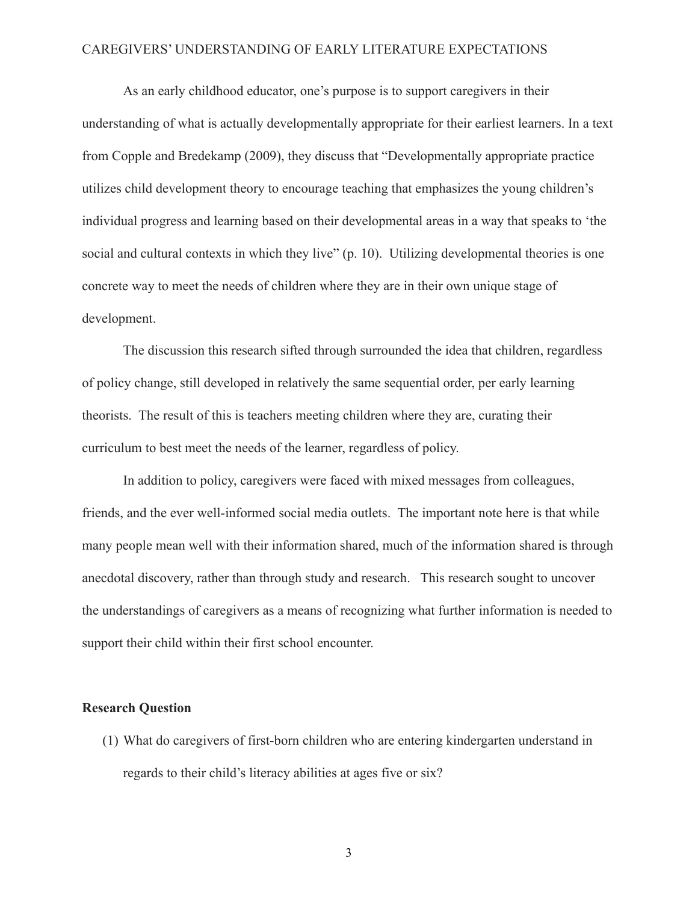As an early childhood educator, one's purpose is to support caregivers in their understanding of what is actually developmentally appropriate for their earliest learners. In a text from Copple and Bredekamp (2009), they discuss that "Developmentally appropriate practice utilizes child development theory to encourage teaching that emphasizes the young children's individual progress and learning based on their developmental areas in a way that speaks to 'the social and cultural contexts in which they live" (p. 10). Utilizing developmental theories is one concrete way to meet the needs of children where they are in their own unique stage of development.

The discussion this research sifted through surrounded the idea that children, regardless of policy change, still developed in relatively the same sequential order, per early learning theorists. The result of this is teachers meeting children where they are, curating their curriculum to best meet the needs of the learner, regardless of policy.

In addition to policy, caregivers were faced with mixed messages from colleagues, friends, and the ever well-informed social media outlets. The important note here is that while many people mean well with their information shared, much of the information shared is through anecdotal discovery, rather than through study and research. This research sought to uncover the understandings of caregivers as a means of recognizing what further information is needed to support their child within their first school encounter.

**Research Question**

(1) What do caregivers of first-born children who are entering kindergarten understand in regards to their child's literacy abilities at ages five or six?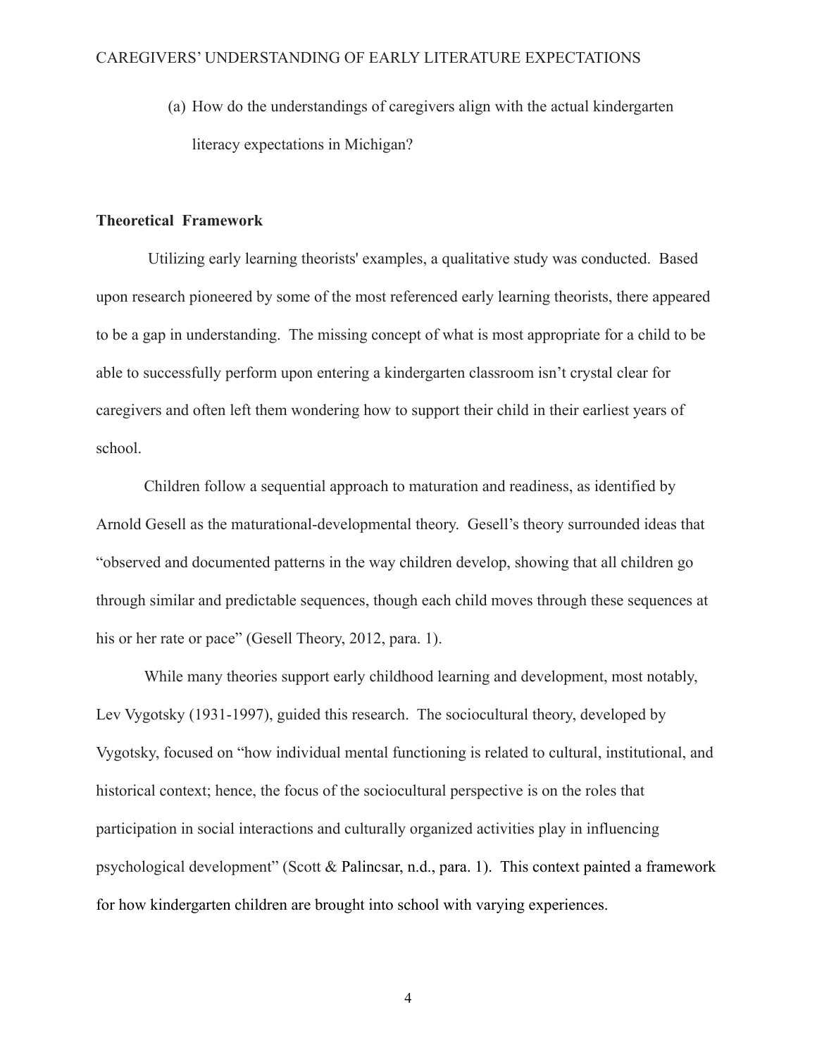(a) How do the understandings of caregivers align with the actual kindergarten literacy expectations in Michigan?

**Theoretical Framework**

Utilizing early learning theorists' examples, a qualitative study was conducted. Based upon research pioneered by some of the most referenced early learning theorists, there appeared to be a gap in understanding. The missing concept of what is most appropriate for a child to be able to successfully perform upon entering a kindergarten classroom isn't crystal clear for caregivers and often left them wondering how to support their child in their earliest years of school.

Children follow a sequential approach to maturation and readiness, as identified by Arnold Gesell as the maturational-developmental theory. Gesell's theory surrounded ideas that "observed and documented patterns in the way children develop, showing that all children go through similar and predictable sequences, though each child moves through these sequences at his or her rate or pace" (Gesell Theory, 2012, para. 1).

While many theories support early childhood learning and development, most notably, Lev Vygotsky (1931-1997), guided this research. The sociocultural theory, developed by Vygotsky, focused on "how individual mental functioning is related to cultural, institutional, and historical context; hence, the focus of the sociocultural perspective is on the roles that participation in social interactions and culturally organized activities play in influencing psychological development" (Scott & Palincsar, n.d., para. 1). This context painted a framework for how kindergarten children are brought into school with varying experiences.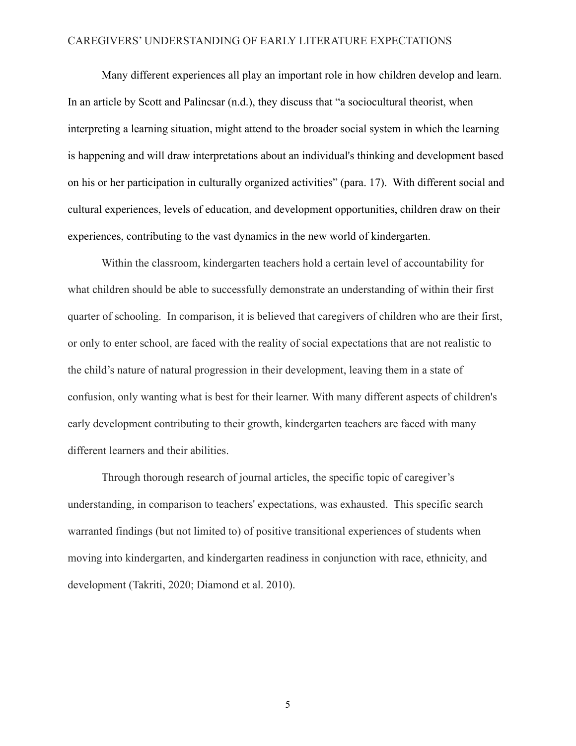Many different experiences all play an important role in how children develop and learn. In an article by Scott and Palincsar (n.d.), they discuss that "a sociocultural theorist, when interpreting a learning situation, might attend to the broader social system in which the learning is happening and will draw interpretations about an individual's thinking and development based on his or her participation in culturally organized activities" (para. 17). With different social and cultural experiences, levels of education, and development opportunities, children draw on their experiences, contributing to the vast dynamics in the new world of kindergarten.

Within the classroom, kindergarten teachers hold a certain level of accountability for what children should be able to successfully demonstrate an understanding of within their first quarter of schooling. In comparison, it is believed that caregivers of children who are their first, or only to enter school, are faced with the reality of social expectations that are not realistic to the child's nature of natural progression in their development, leaving them in a state of confusion, only wanting what is best for their learner. With many different aspects of children's early development contributing to their growth, kindergarten teachers are faced with many different learners and their abilities.

Through thorough research of journal articles, the specific topic of caregiver's understanding, in comparison to teachers' expectations, was exhausted. This specific search warranted findings (but not limited to) of positive transitional experiences of students when moving into kindergarten, and kindergarten readiness in conjunction with race, ethnicity, and development (Takriti, 2020; Diamond et al. 2010).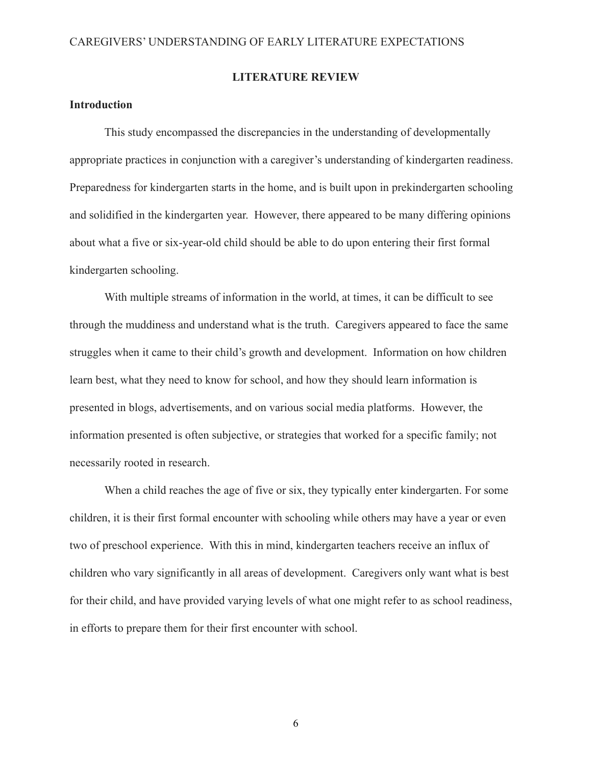## LITERATURE REVIEW

### Introduction

This study encompassed the discrepancies in the understanding of developmentally appropriate practices in conjunction with a caregiver's understanding of kindergarten readiness. Preparedness for kindergarten starts in the home, and is built upon in prekindergarten schooling and solidified in the kindergarten year. However, there appeared to be many differing opinions about what a five or six-year-old child should be able to do upon entering their first formal kindergarten schooling.

With multiple streams of information in the world, at times, it can be difficult to see through the muddiness and understand what is the truth. Caregivers appeared to face the same struggles when it came to their child's growth and development. Information on how children learn best, what they need to know for school, and how they should learn information is presented in blogs, advertisements, and on various social media platforms. However, the information presented is often subjective, or strategies that worked for a specific family; not necessarily rooted in research.

When a child reaches the age of five or six, they typically enter kindergarten. For some children, it is their first formal encounter with schooling while others may have a year or even two of preschool experience. With this in mind, kindergarten teachers receive an influx of children who vary significantly in all areas of development. Caregivers only want what is best for their child, and have provided varying levels of what one might refer to as school readiness, in efforts to prepare them for their first encounter with school.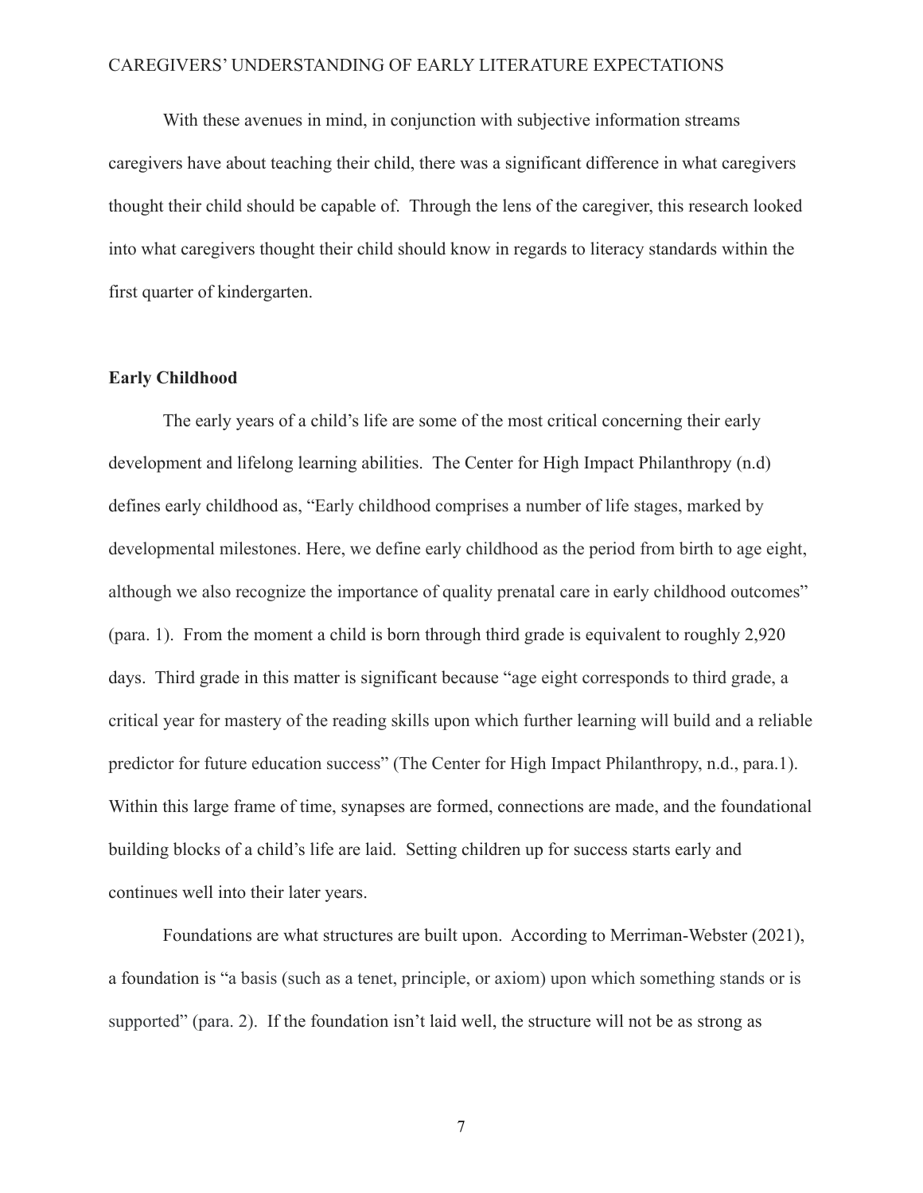With these avenues in mind, in conjunction with subjective information streams caregivers have about teaching their child, there was a significant difference in what caregivers thought their child should be capable of. Through the lens of the caregiver, this research looked into what caregivers thought their child should know in regards to literacy standards within the first quarter of kindergarten.

**Early Childhood**

The early years of a child's life are some of the most critical concerning their early development and lifelong learning abilities. The Center for High Impact Philanthropy (n.d) defines early childhood as, "Early childhood comprises a number of life stages, marked by developmental milestones. Here, we define early childhood as the period from birth to age eight, although we also recognize the importance of quality prenatal care in early childhood outcomes" (para. 1). From the moment a child is born through third grade is equivalent to roughly 2,920 days. Third grade in this matter is significant because "age eight corresponds to third grade, a critical year for mastery of the reading skills upon which further learning will build and a reliable predictor for future education success" (The Center for High Impact Philanthropy, n.d., para.1). Within this large frame of time, synapses are formed, connections are made, and the foundational building blocks of a child's life are laid. Setting children up for success starts early and continues well into their later years.

Foundations are what structures are built upon. According to Merriman-Webster (2021), a foundation is "a basis (such as a tenet, principle, or axiom) upon which something stands or is supported" (para. 2). If the foundation isn't laid well, the structure will not be as strong as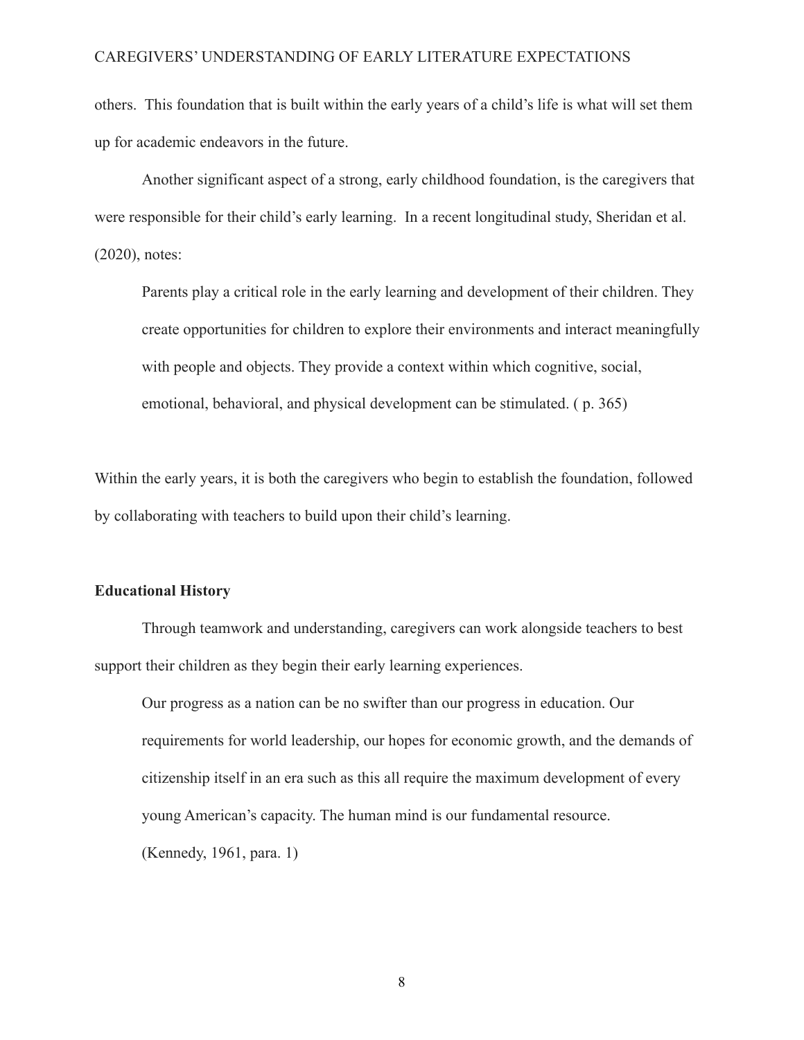others. This foundation that is built within the early years of a child's life is what will set them up for academic endeavors in the future.

Another significant aspect of a strong, early childhood foundation, is the caregivers that were responsible for their child's early learning. In a recent longitudinal study, Sheridan et al. (2020), notes:

> Parents play a critical role in the early learning and development of their children. They create opportunities for children to explore their environments and interact meaningfully with people and objects. They provide a context within which cognitive, social, emotional, behavioral, and physical development can be stimulated. ( p. 365)

Within the early years, it is both the caregivers who begin to establish the foundation, followed by collaborating with teachers to build upon their child's learning.

**Educational History**

Through teamwork and understanding, caregivers can work alongside teachers to best support their children as they begin their early learning experiences.

> Our progress as a nation can be no swifter than our progress in education. Our requirements for world leadership, our hopes for economic growth, and the demands of citizenship itself in an era such as this all require the maximum development of every young American's capacity. The human mind is our fundamental resource.
> (Kennedy, 1961, para. 1)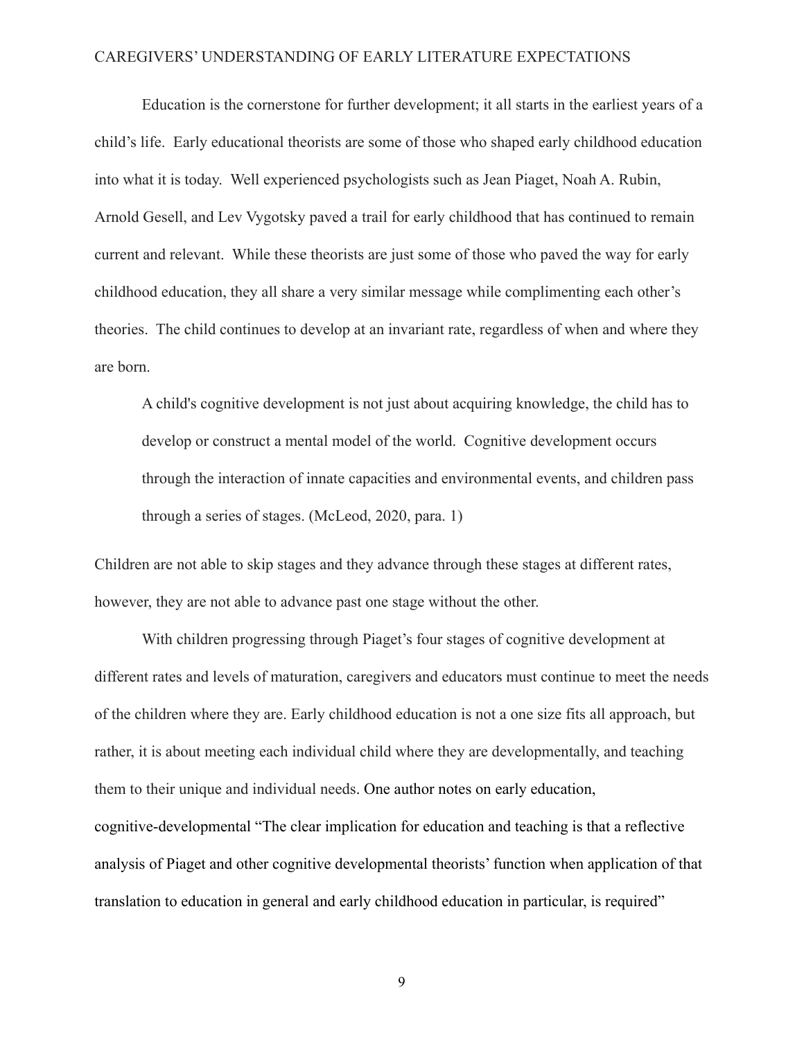Education is the cornerstone for further development; it all starts in the earliest years of a child's life. Early educational theorists are some of those who shaped early childhood education into what it is today. Well experienced psychologists such as Jean Piaget, Noah A. Rubin, Arnold Gesell, and Lev Vygotsky paved a trail for early childhood that has continued to remain current and relevant. While these theorists are just some of those who paved the way for early childhood education, they all share a very similar message while complimenting each other's theories. The child continues to develop at an invariant rate, regardless of when and where they are born.

> A child's cognitive development is not just about acquiring knowledge, the child has to develop or construct a mental model of the world. Cognitive development occurs through the interaction of innate capacities and environmental events, and children pass through a series of stages. (McLeod, 2020, para. 1)

Children are not able to skip stages and they advance through these stages at different rates, however, they are not able to advance past one stage without the other.

With children progressing through Piaget's four stages of cognitive development at different rates and levels of maturation, caregivers and educators must continue to meet the needs of the children where they are. Early childhood education is not a one size fits all approach, but rather, it is about meeting each individual child where they are developmentally, and teaching them to their unique and individual needs. One author notes on early education, cognitive-developmental "The clear implication for education and teaching is that a reflective analysis of Piaget and other cognitive developmental theorists' function when application of that translation to education in general and early childhood education in particular, is required"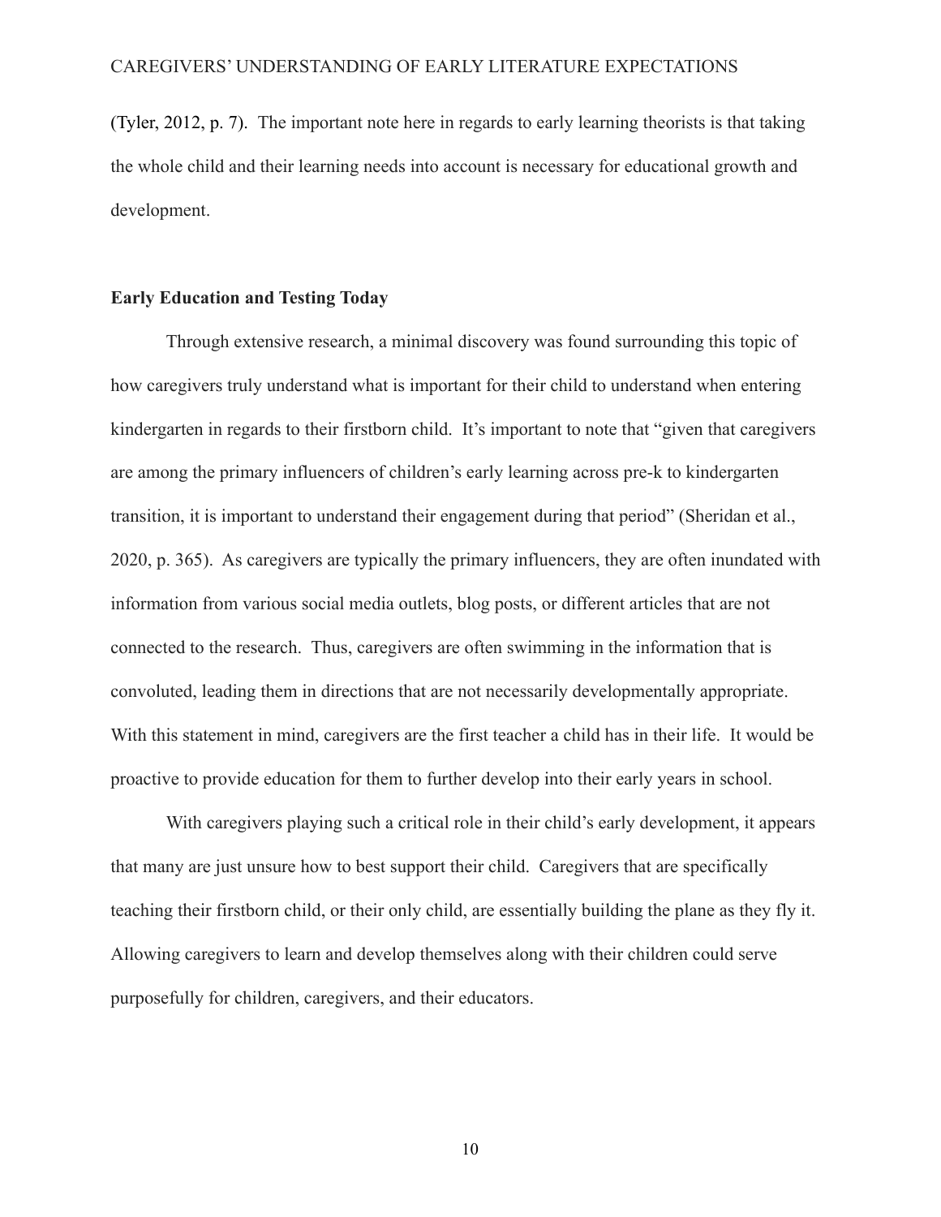(Tyler, 2012, p. 7). The important note here in regards to early learning theorists is that taking the whole child and their learning needs into account is necessary for educational growth and development.

## Early Education and Testing Today

Through extensive research, a minimal discovery was found surrounding this topic of how caregivers truly understand what is important for their child to understand when entering kindergarten in regards to their firstborn child. It's important to note that "given that caregivers are among the primary influencers of children's early learning across pre-k to kindergarten transition, it is important to understand their engagement during that period" (Sheridan et al., 2020, p. 365). As caregivers are typically the primary influencers, they are often inundated with information from various social media outlets, blog posts, or different articles that are not connected to the research. Thus, caregivers are often swimming in the information that is convoluted, leading them in directions that are not necessarily developmentally appropriate. With this statement in mind, caregivers are the first teacher a child has in their life. It would be proactive to provide education for them to further develop into their early years in school.

With caregivers playing such a critical role in their child's early development, it appears that many are just unsure how to best support their child. Caregivers that are specifically teaching their firstborn child, or their only child, are essentially building the plane as they fly it. Allowing caregivers to learn and develop themselves along with their children could serve purposefully for children, caregivers, and their educators.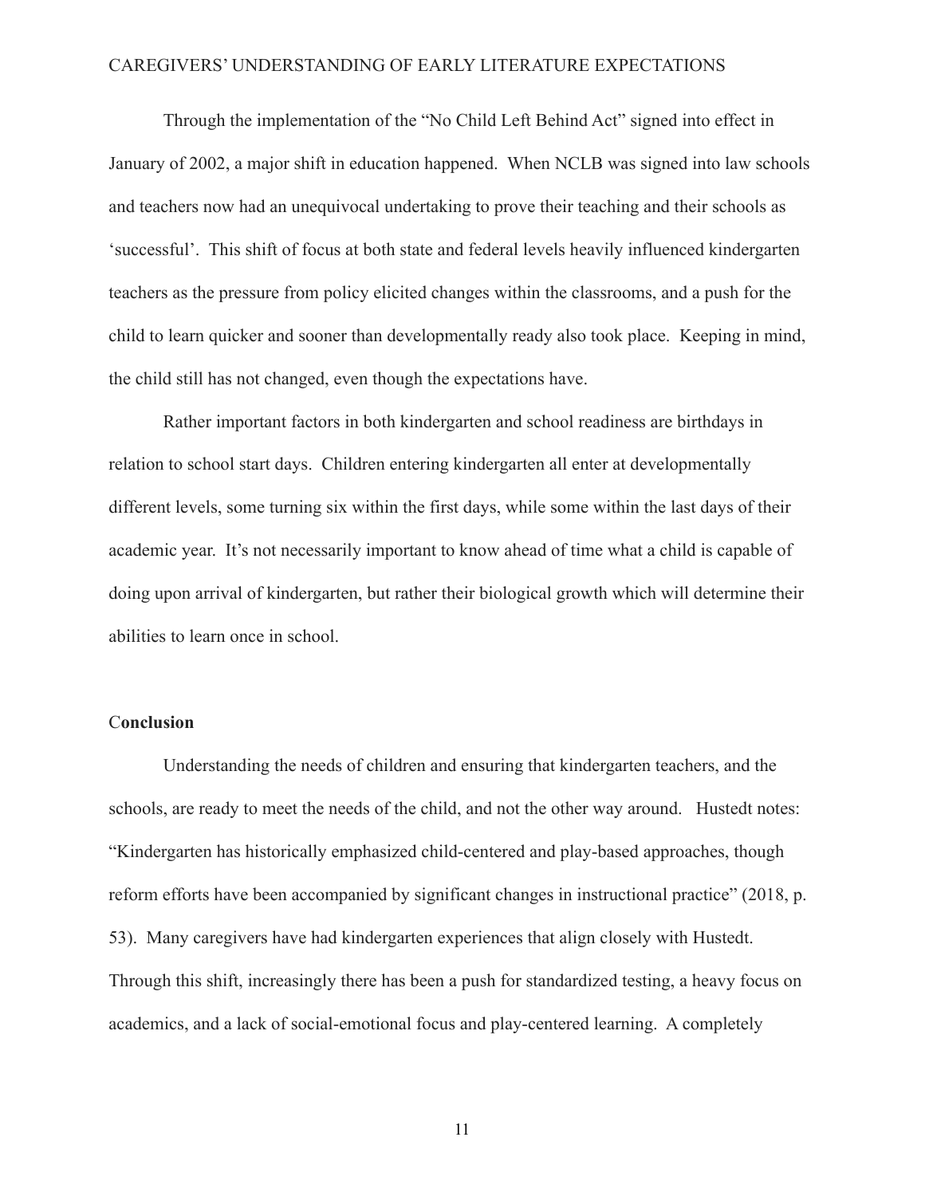Through the implementation of the "No Child Left Behind Act" signed into effect in January of 2002, a major shift in education happened. When NCLB was signed into law schools and teachers now had an unequivocal undertaking to prove their teaching and their schools as 'successful'. This shift of focus at both state and federal levels heavily influenced kindergarten teachers as the pressure from policy elicited changes within the classrooms, and a push for the child to learn quicker and sooner than developmentally ready also took place. Keeping in mind, the child still has not changed, even though the expectations have.

Rather important factors in both kindergarten and school readiness are birthdays in relation to school start days. Children entering kindergarten all enter at developmentally different levels, some turning six within the first days, while some within the last days of their academic year. It's not necessarily important to know ahead of time what a child is capable of doing upon arrival of kindergarten, but rather their biological growth which will determine their abilities to learn once in school.

## Conclusion

Understanding the needs of children and ensuring that kindergarten teachers, and the schools, are ready to meet the needs of the child, and not the other way around. Hustedt notes: "Kindergarten has historically emphasized child-centered and play-based approaches, though reform efforts have been accompanied by significant changes in instructional practice" (2018, p. 53). Many caregivers have had kindergarten experiences that align closely with Hustedt. Through this shift, increasingly there has been a push for standardized testing, a heavy focus on academics, and a lack of social-emotional focus and play-centered learning. A completely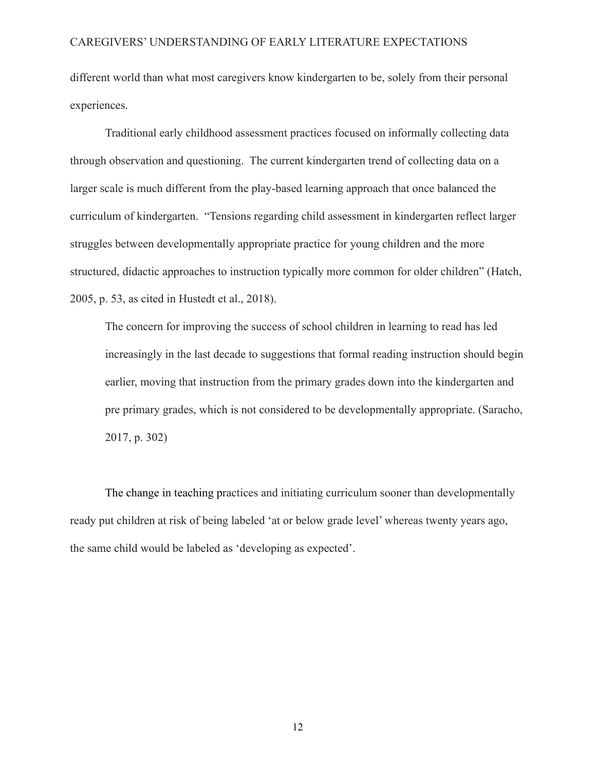different world than what most caregivers know kindergarten to be, solely from their personal experiences.

Traditional early childhood assessment practices focused on informally collecting data through observation and questioning. The current kindergarten trend of collecting data on a larger scale is much different from the play-based learning approach that once balanced the curriculum of kindergarten. "Tensions regarding child assessment in kindergarten reflect larger struggles between developmentally appropriate practice for young children and the more structured, didactic approaches to instruction typically more common for older children" (Hatch, 2005, p. 53, as cited in Hustedt et al., 2018).

> The concern for improving the success of school children in learning to read has led increasingly in the last decade to suggestions that formal reading instruction should begin earlier, moving that instruction from the primary grades down into the kindergarten and pre primary grades, which is not considered to be developmentally appropriate. (Saracho, 2017, p. 302)

The change in teaching practices and initiating curriculum sooner than developmentally ready put children at risk of being labeled 'at or below grade level' whereas twenty years ago, the same child would be labeled as 'developing as expected'.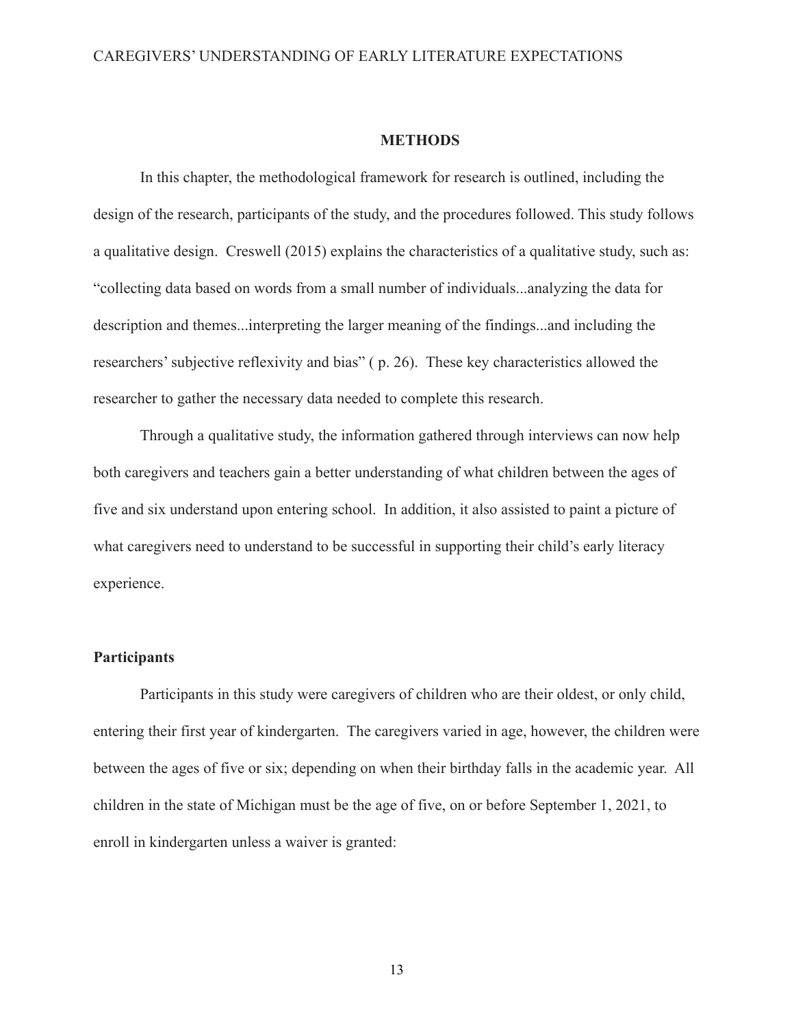## METHODS

In this chapter, the methodological framework for research is outlined, including the design of the research, participants of the study, and the procedures followed. This study follows a qualitative design. Creswell (2015) explains the characteristics of a qualitative study, such as: "collecting data based on words from a small number of individuals...analyzing the data for description and themes...interpreting the larger meaning of the findings...and including the researchers' subjective reflexivity and bias" ( p. 26). These key characteristics allowed the researcher to gather the necessary data needed to complete this research.

Through a qualitative study, the information gathered through interviews can now help both caregivers and teachers gain a better understanding of what children between the ages of five and six understand upon entering school. In addition, it also assisted to paint a picture of what caregivers need to understand to be successful in supporting their child's early literacy experience.

### Participants

Participants in this study were caregivers of children who are their oldest, or only child, entering their first year of kindergarten. The caregivers varied in age, however, the children were between the ages of five or six; depending on when their birthday falls in the academic year. All children in the state of Michigan must be the age of five, on or before September 1, 2021, to enroll in kindergarten unless a waiver is granted: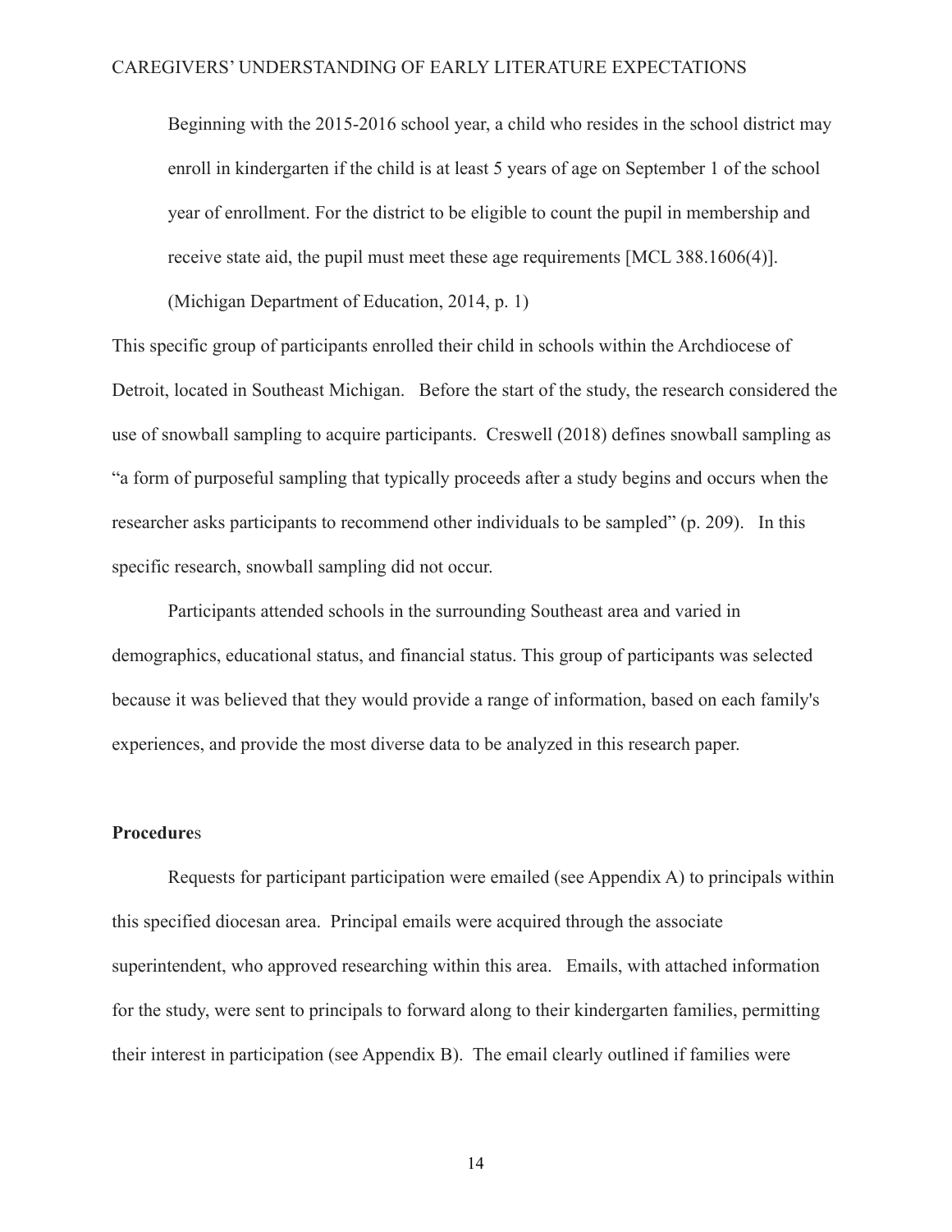> Beginning with the 2015-2016 school year, a child who resides in the school district may enroll in kindergarten if the child is at least 5 years of age on September 1 of the school year of enrollment. For the district to be eligible to count the pupil in membership and receive state aid, the pupil must meet these age requirements [MCL 388.1606(4)]. (Michigan Department of Education, 2014, p. 1)

This specific group of participants enrolled their child in schools within the Archdiocese of Detroit, located in Southeast Michigan. Before the start of the study, the research considered the use of snowball sampling to acquire participants. Creswell (2018) defines snowball sampling as "a form of purposeful sampling that typically proceeds after a study begins and occurs when the researcher asks participants to recommend other individuals to be sampled" (p. 209). In this specific research, snowball sampling did not occur.

Participants attended schools in the surrounding Southeast area and varied in demographics, educational status, and financial status. This group of participants was selected because it was believed that they would provide a range of information, based on each family's experiences, and provide the most diverse data to be analyzed in this research paper.

**Procedures**

Requests for participant participation were emailed (see Appendix A) to principals within this specified diocesan area. Principal emails were acquired through the associate superintendent, who approved researching within this area. Emails, with attached information for the study, were sent to principals to forward along to their kindergarten families, permitting their interest in participation (see Appendix B). The email clearly outlined if families were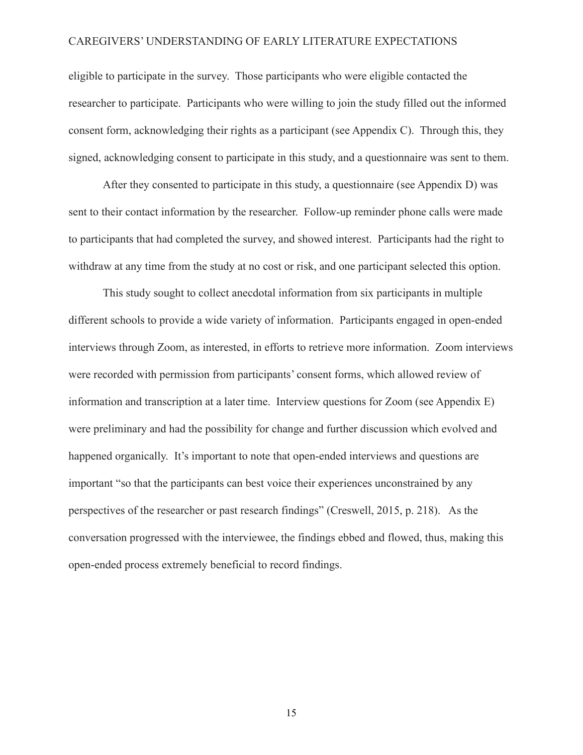eligible to participate in the survey. Those participants who were eligible contacted the researcher to participate. Participants who were willing to join the study filled out the informed consent form, acknowledging their rights as a participant (see Appendix C). Through this, they signed, acknowledging consent to participate in this study, and a questionnaire was sent to them.

After they consented to participate in this study, a questionnaire (see Appendix D) was sent to their contact information by the researcher. Follow-up reminder phone calls were made to participants that had completed the survey, and showed interest. Participants had the right to withdraw at any time from the study at no cost or risk, and one participant selected this option.

This study sought to collect anecdotal information from six participants in multiple different schools to provide a wide variety of information. Participants engaged in open-ended interviews through Zoom, as interested, in efforts to retrieve more information. Zoom interviews were recorded with permission from participants' consent forms, which allowed review of information and transcription at a later time. Interview questions for Zoom (see Appendix E) were preliminary and had the possibility for change and further discussion which evolved and happened organically. It's important to note that open-ended interviews and questions are important "so that the participants can best voice their experiences unconstrained by any perspectives of the researcher or past research findings" (Creswell, 2015, p. 218). As the conversation progressed with the interviewee, the findings ebbed and flowed, thus, making this open-ended process extremely beneficial to record findings.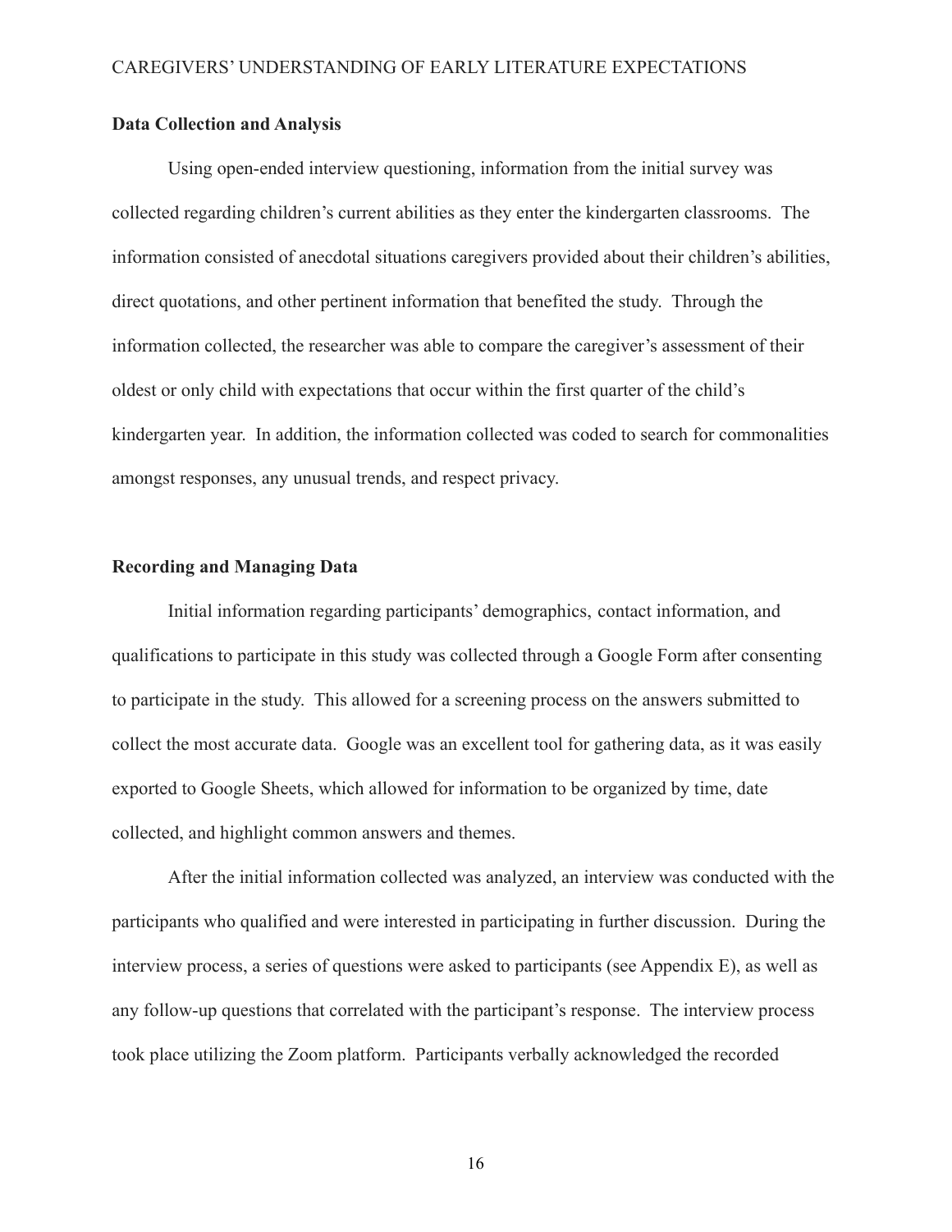**Data Collection and Analysis**

Using open-ended interview questioning, information from the initial survey was collected regarding children's current abilities as they enter the kindergarten classrooms. The information consisted of anecdotal situations caregivers provided about their children's abilities, direct quotations, and other pertinent information that benefited the study. Through the information collected, the researcher was able to compare the caregiver's assessment of their oldest or only child with expectations that occur within the first quarter of the child's kindergarten year. In addition, the information collected was coded to search for commonalities amongst responses, any unusual trends, and respect privacy.

**Recording and Managing Data**

Initial information regarding participants' demographics, contact information, and qualifications to participate in this study was collected through a Google Form after consenting to participate in the study. This allowed for a screening process on the answers submitted to collect the most accurate data. Google was an excellent tool for gathering data, as it was easily exported to Google Sheets, which allowed for information to be organized by time, date collected, and highlight common answers and themes.

After the initial information collected was analyzed, an interview was conducted with the participants who qualified and were interested in participating in further discussion. During the interview process, a series of questions were asked to participants (see Appendix E), as well as any follow-up questions that correlated with the participant's response. The interview process took place utilizing the Zoom platform. Participants verbally acknowledged the recorded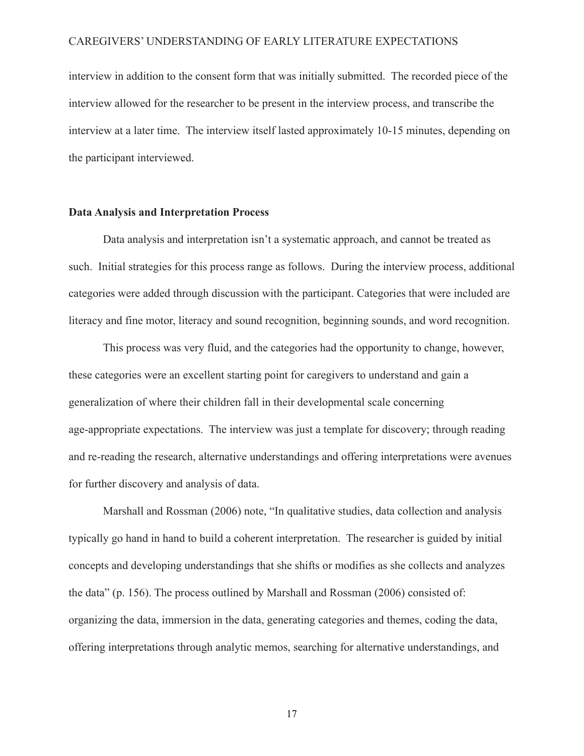interview in addition to the consent form that was initially submitted. The recorded piece of the interview allowed for the researcher to be present in the interview process, and transcribe the interview at a later time. The interview itself lasted approximately 10-15 minutes, depending on the participant interviewed.

**Data Analysis and Interpretation Process**

Data analysis and interpretation isn't a systematic approach, and cannot be treated as such. Initial strategies for this process range as follows. During the interview process, additional categories were added through discussion with the participant. Categories that were included are literacy and fine motor, literacy and sound recognition, beginning sounds, and word recognition.

This process was very fluid, and the categories had the opportunity to change, however, these categories were an excellent starting point for caregivers to understand and gain a generalization of where their children fall in their developmental scale concerning age-appropriate expectations. The interview was just a template for discovery; through reading and re-reading the research, alternative understandings and offering interpretations were avenues for further discovery and analysis of data.

Marshall and Rossman (2006) note, "In qualitative studies, data collection and analysis typically go hand in hand to build a coherent interpretation. The researcher is guided by initial concepts and developing understandings that she shifts or modifies as she collects and analyzes the data" (p. 156). The process outlined by Marshall and Rossman (2006) consisted of: organizing the data, immersion in the data, generating categories and themes, coding the data, offering interpretations through analytic memos, searching for alternative understandings, and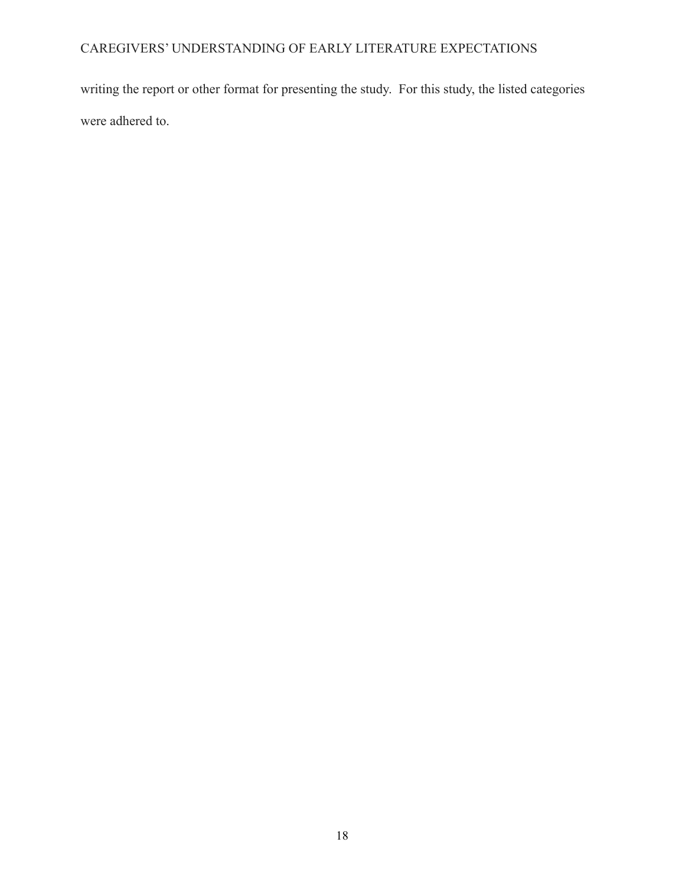writing the report or other format for presenting the study. For this study, the listed categories were adhered to.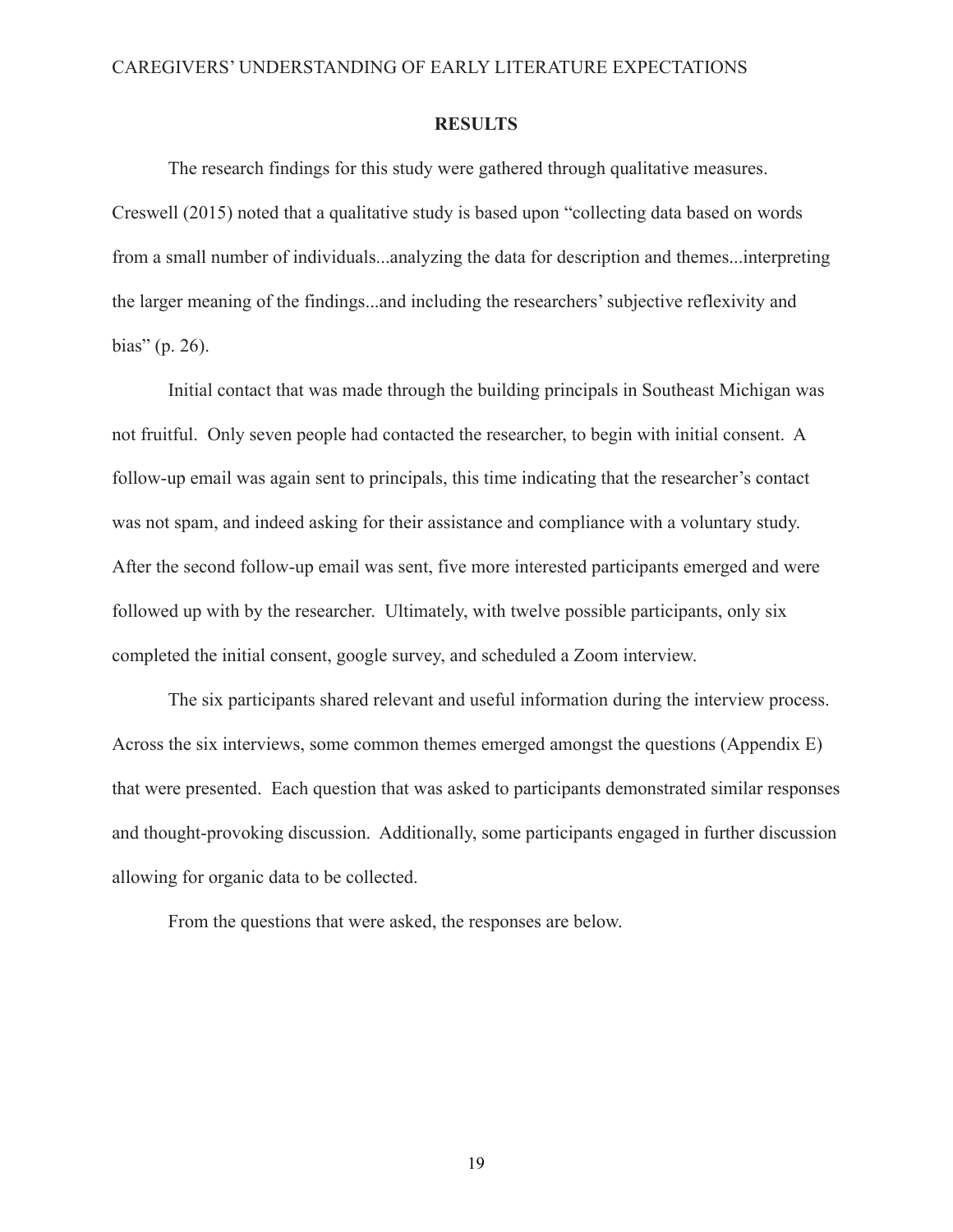## RESULTS

The research findings for this study were gathered through qualitative measures. Creswell (2015) noted that a qualitative study is based upon "collecting data based on words from a small number of individuals...analyzing the data for description and themes...interpreting the larger meaning of the findings...and including the researchers' subjective reflexivity and bias" (p. 26).

Initial contact that was made through the building principals in Southeast Michigan was not fruitful. Only seven people had contacted the researcher, to begin with initial consent. A follow-up email was again sent to principals, this time indicating that the researcher's contact was not spam, and indeed asking for their assistance and compliance with a voluntary study. After the second follow-up email was sent, five more interested participants emerged and were followed up with by the researcher. Ultimately, with twelve possible participants, only six completed the initial consent, google survey, and scheduled a Zoom interview.

The six participants shared relevant and useful information during the interview process. Across the six interviews, some common themes emerged amongst the questions (Appendix E) that were presented. Each question that was asked to participants demonstrated similar responses and thought-provoking discussion. Additionally, some participants engaged in further discussion allowing for organic data to be collected.

From the questions that were asked, the responses are below.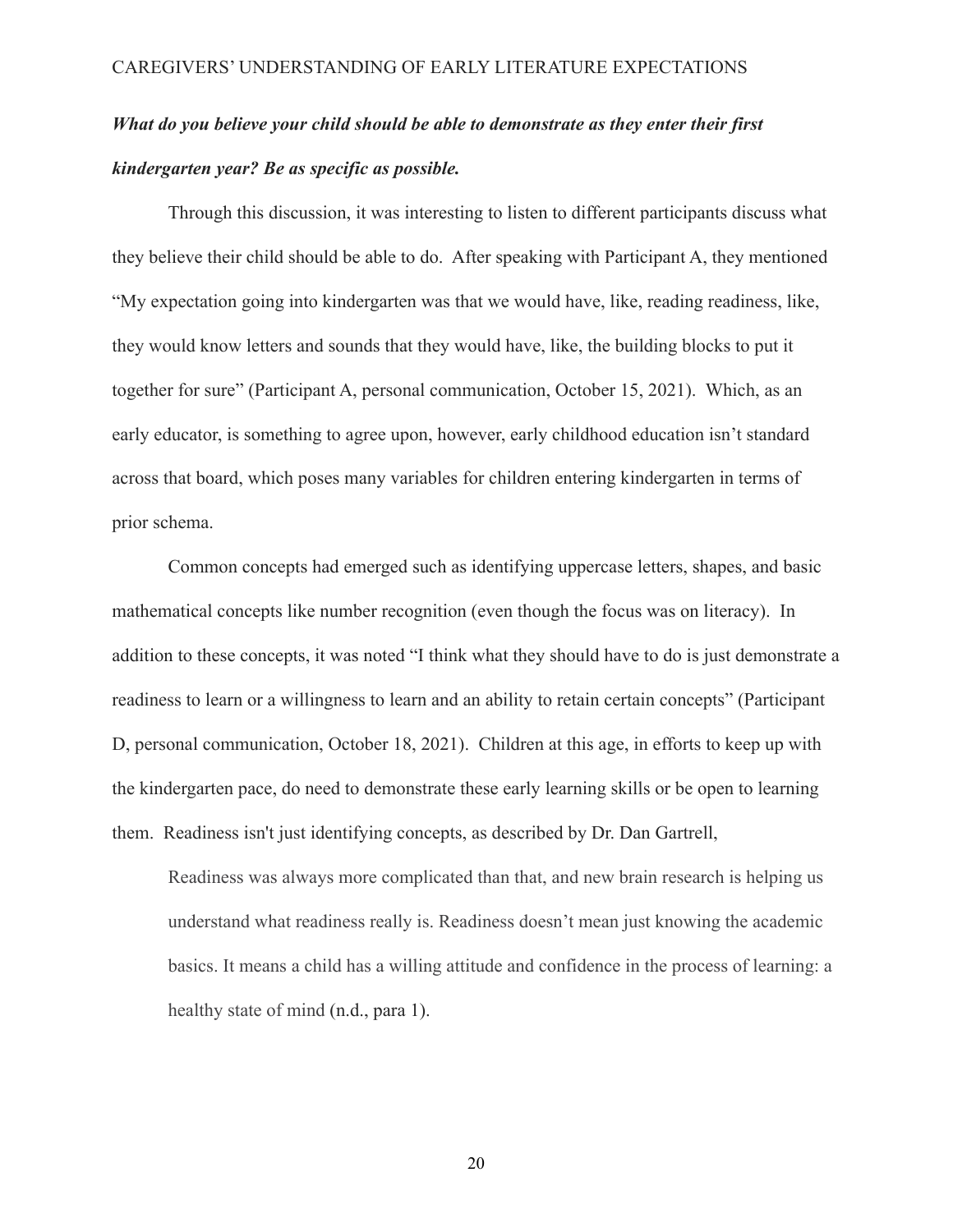***What do you believe your child should be able to demonstrate as they enter their first kindergarten year? Be as specific as possible.***

Through this discussion, it was interesting to listen to different participants discuss what they believe their child should be able to do. After speaking with Participant A, they mentioned "My expectation going into kindergarten was that we would have, like, reading readiness, like, they would know letters and sounds that they would have, like, the building blocks to put it together for sure" (Participant A, personal communication, October 15, 2021). Which, as an early educator, is something to agree upon, however, early childhood education isn't standard across that board, which poses many variables for children entering kindergarten in terms of prior schema.

Common concepts had emerged such as identifying uppercase letters, shapes, and basic mathematical concepts like number recognition (even though the focus was on literacy). In addition to these concepts, it was noted "I think what they should have to do is just demonstrate a readiness to learn or a willingness to learn and an ability to retain certain concepts" (Participant D, personal communication, October 18, 2021). Children at this age, in efforts to keep up with the kindergarten pace, do need to demonstrate these early learning skills or be open to learning them. Readiness isn't just identifying concepts, as described by Dr. Dan Gartrell,

> Readiness was always more complicated than that, and new brain research is helping us understand what readiness really is. Readiness doesn't mean just knowing the academic basics. It means a child has a willing attitude and confidence in the process of learning: a healthy state of mind (n.d., para 1).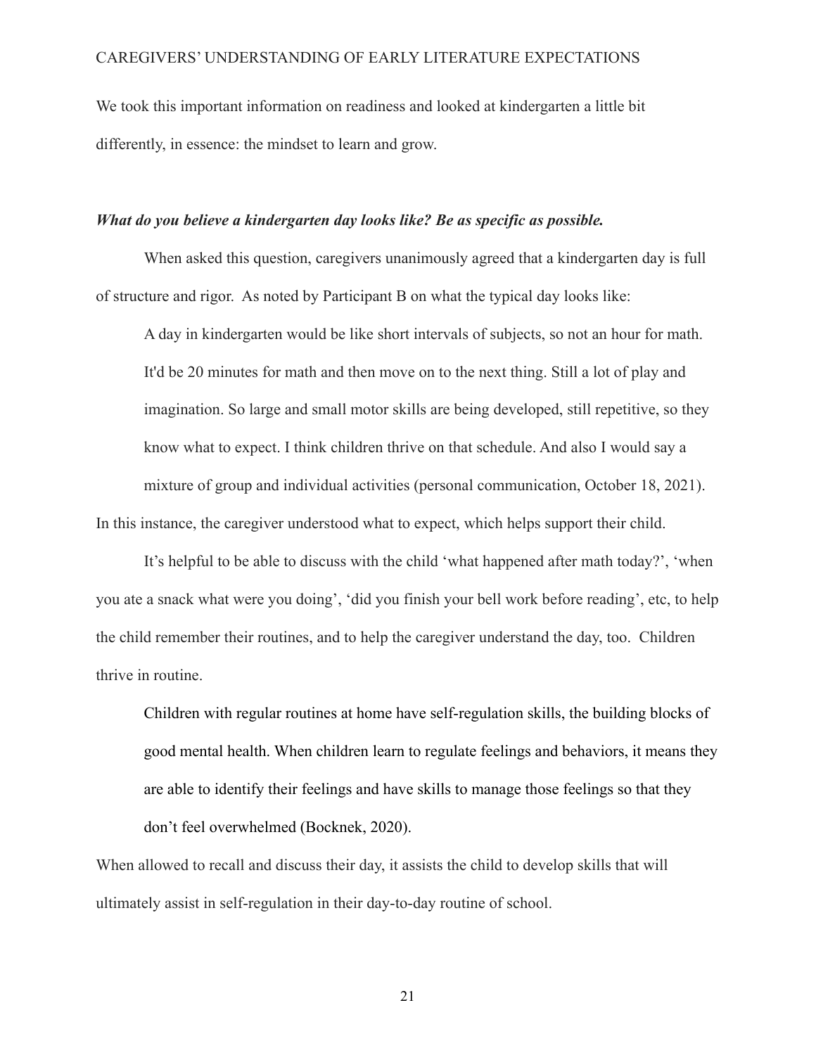We took this important information on readiness and looked at kindergarten a little bit differently, in essence: the mindset to learn and grow.

***What do you believe a kindergarten day looks like? Be as specific as possible.***

When asked this question, caregivers unanimously agreed that a kindergarten day is full of structure and rigor. As noted by Participant B on what the typical day looks like:

> A day in kindergarten would be like short intervals of subjects, so not an hour for math. It'd be 20 minutes for math and then move on to the next thing. Still a lot of play and imagination. So large and small motor skills are being developed, still repetitive, so they know what to expect. I think children thrive on that schedule. And also I would say a mixture of group and individual activities (personal communication, October 18, 2021).

In this instance, the caregiver understood what to expect, which helps support their child.

It's helpful to be able to discuss with the child 'what happened after math today?', 'when you ate a snack what were you doing', 'did you finish your bell work before reading', etc, to help the child remember their routines, and to help the caregiver understand the day, too. Children thrive in routine.

> Children with regular routines at home have self-regulation skills, the building blocks of good mental health. When children learn to regulate feelings and behaviors, it means they are able to identify their feelings and have skills to manage those feelings so that they don't feel overwhelmed (Bocknek, 2020).

When allowed to recall and discuss their day, it assists the child to develop skills that will ultimately assist in self-regulation in their day-to-day routine of school.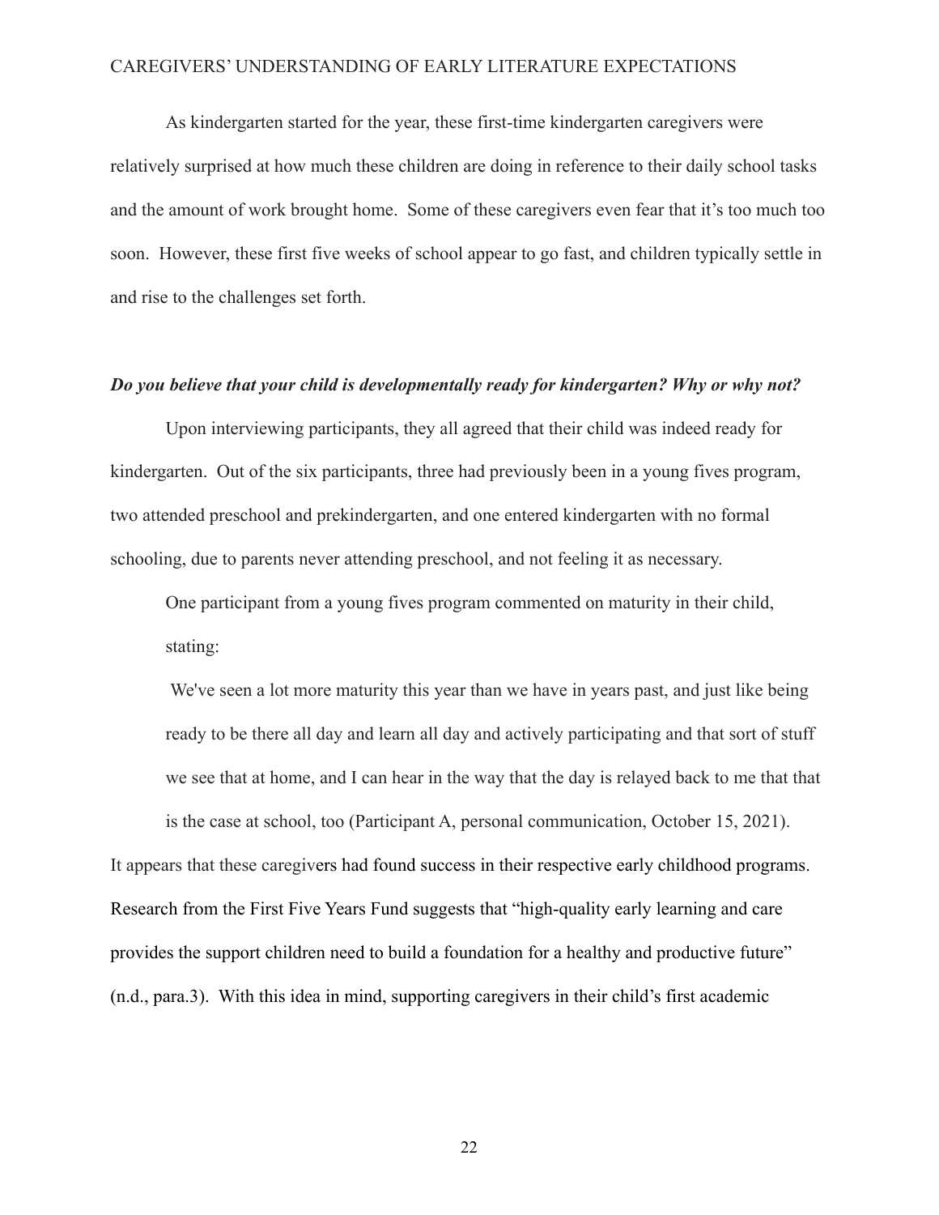As kindergarten started for the year, these first-time kindergarten caregivers were relatively surprised at how much these children are doing in reference to their daily school tasks and the amount of work brought home. Some of these caregivers even fear that it's too much too soon. However, these first five weeks of school appear to go fast, and children typically settle in and rise to the challenges set forth.

***Do you believe that your child is developmentally ready for kindergarten? Why or why not?***

Upon interviewing participants, they all agreed that their child was indeed ready for kindergarten. Out of the six participants, three had previously been in a young fives program, two attended preschool and prekindergarten, and one entered kindergarten with no formal schooling, due to parents never attending preschool, and not feeling it as necessary.

> One participant from a young fives program commented on maturity in their child, stating:
>
> We've seen a lot more maturity this year than we have in years past, and just like being ready to be there all day and learn all day and actively participating and that sort of stuff we see that at home, and I can hear in the way that the day is relayed back to me that that is the case at school, too (Participant A, personal communication, October 15, 2021).

It appears that these caregivers had found success in their respective early childhood programs. Research from the First Five Years Fund suggests that "high-quality early learning and care provides the support children need to build a foundation for a healthy and productive future" (n.d., para.3). With this idea in mind, supporting caregivers in their child's first academic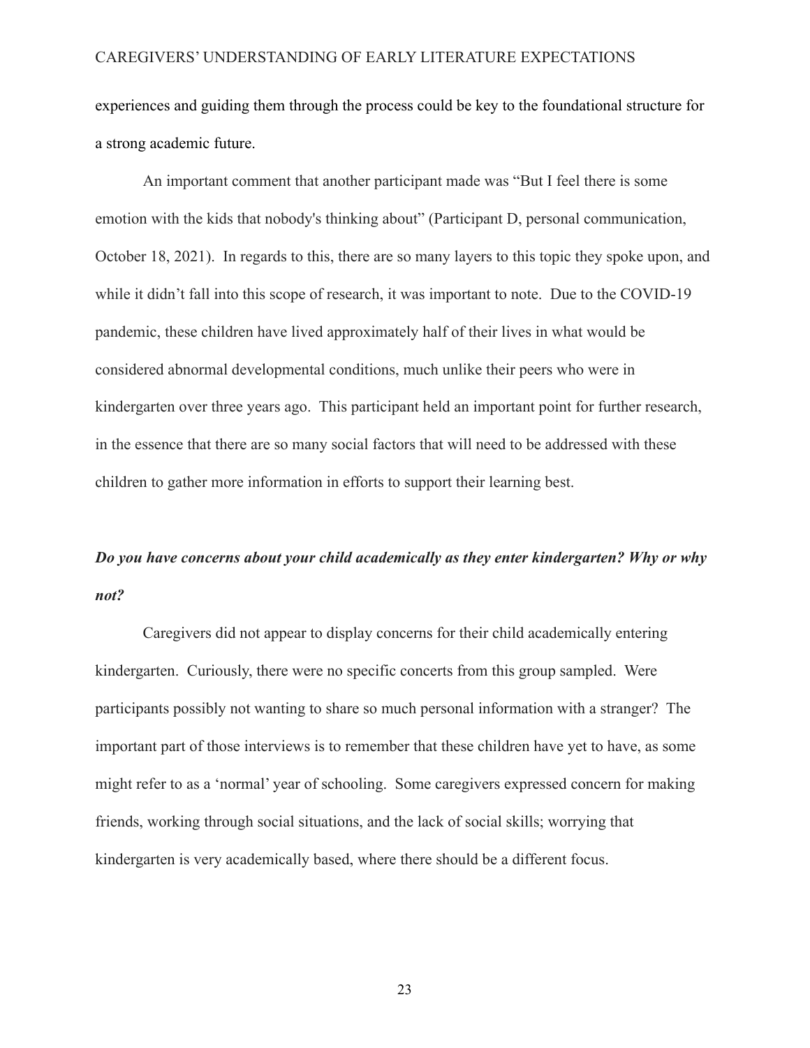experiences and guiding them through the process could be key to the foundational structure for a strong academic future.

An important comment that another participant made was "But I feel there is some emotion with the kids that nobody's thinking about" (Participant D, personal communication, October 18, 2021). In regards to this, there are so many layers to this topic they spoke upon, and while it didn't fall into this scope of research, it was important to note. Due to the COVID-19 pandemic, these children have lived approximately half of their lives in what would be considered abnormal developmental conditions, much unlike their peers who were in kindergarten over three years ago. This participant held an important point for further research, in the essence that there are so many social factors that will need to be addressed with these children to gather more information in efforts to support their learning best.

***Do you have concerns about your child academically as they enter kindergarten? Why or why not?***

Caregivers did not appear to display concerns for their child academically entering kindergarten. Curiously, there were no specific concerts from this group sampled. Were participants possibly not wanting to share so much personal information with a stranger? The important part of those interviews is to remember that these children have yet to have, as some might refer to as a 'normal' year of schooling. Some caregivers expressed concern for making friends, working through social situations, and the lack of social skills; worrying that kindergarten is very academically based, where there should be a different focus.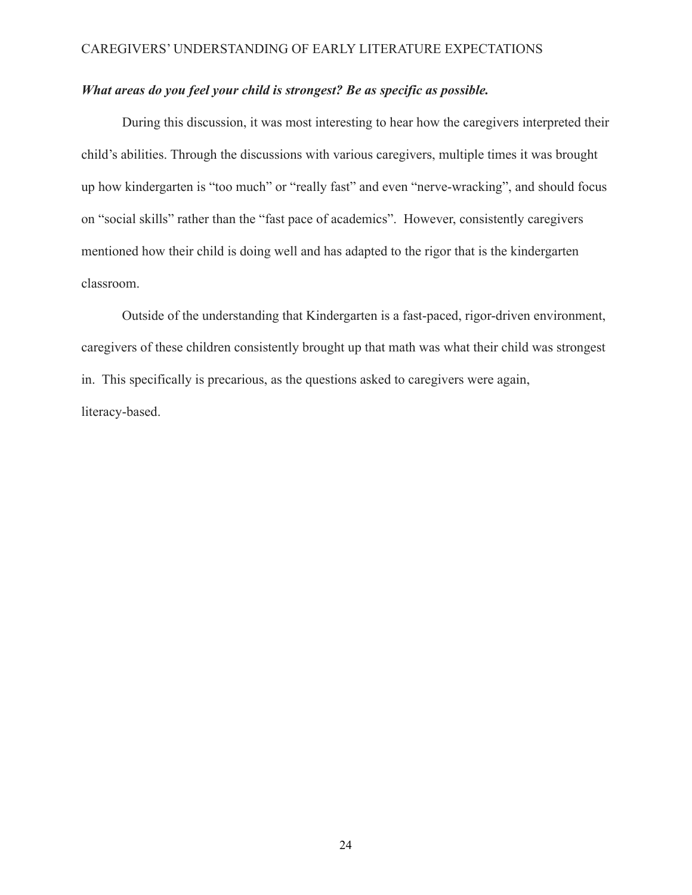***What areas do you feel your child is strongest? Be as specific as possible.***

During this discussion, it was most interesting to hear how the caregivers interpreted their child's abilities. Through the discussions with various caregivers, multiple times it was brought up how kindergarten is "too much" or "really fast" and even "nerve-wracking", and should focus on "social skills" rather than the "fast pace of academics". However, consistently caregivers mentioned how their child is doing well and has adapted to the rigor that is the kindergarten classroom.

Outside of the understanding that Kindergarten is a fast-paced, rigor-driven environment, caregivers of these children consistently brought up that math was what their child was strongest in. This specifically is precarious, as the questions asked to caregivers were again, literacy-based.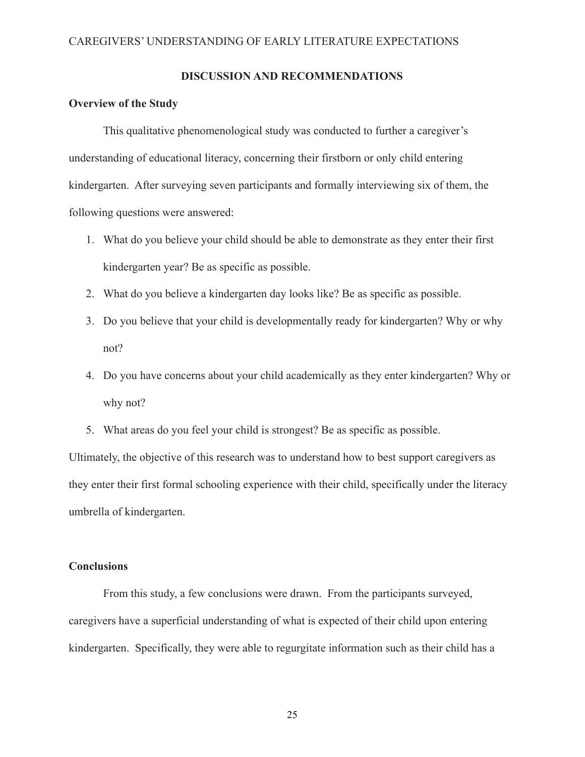## DISCUSSION AND RECOMMENDATIONS

### Overview of the Study

This qualitative phenomenological study was conducted to further a caregiver's understanding of educational literacy, concerning their firstborn or only child entering kindergarten. After surveying seven participants and formally interviewing six of them, the following questions were answered:

1. What do you believe your child should be able to demonstrate as they enter their first kindergarten year? Be as specific as possible.
2. What do you believe a kindergarten day looks like? Be as specific as possible.
3. Do you believe that your child is developmentally ready for kindergarten? Why or why not?
4. Do you have concerns about your child academically as they enter kindergarten? Why or why not?
5. What areas do you feel your child is strongest? Be as specific as possible.

Ultimately, the objective of this research was to understand how to best support caregivers as they enter their first formal schooling experience with their child, specifically under the literacy umbrella of kindergarten.

### Conclusions

From this study, a few conclusions were drawn. From the participants surveyed, caregivers have a superficial understanding of what is expected of their child upon entering kindergarten. Specifically, they were able to regurgitate information such as their child has a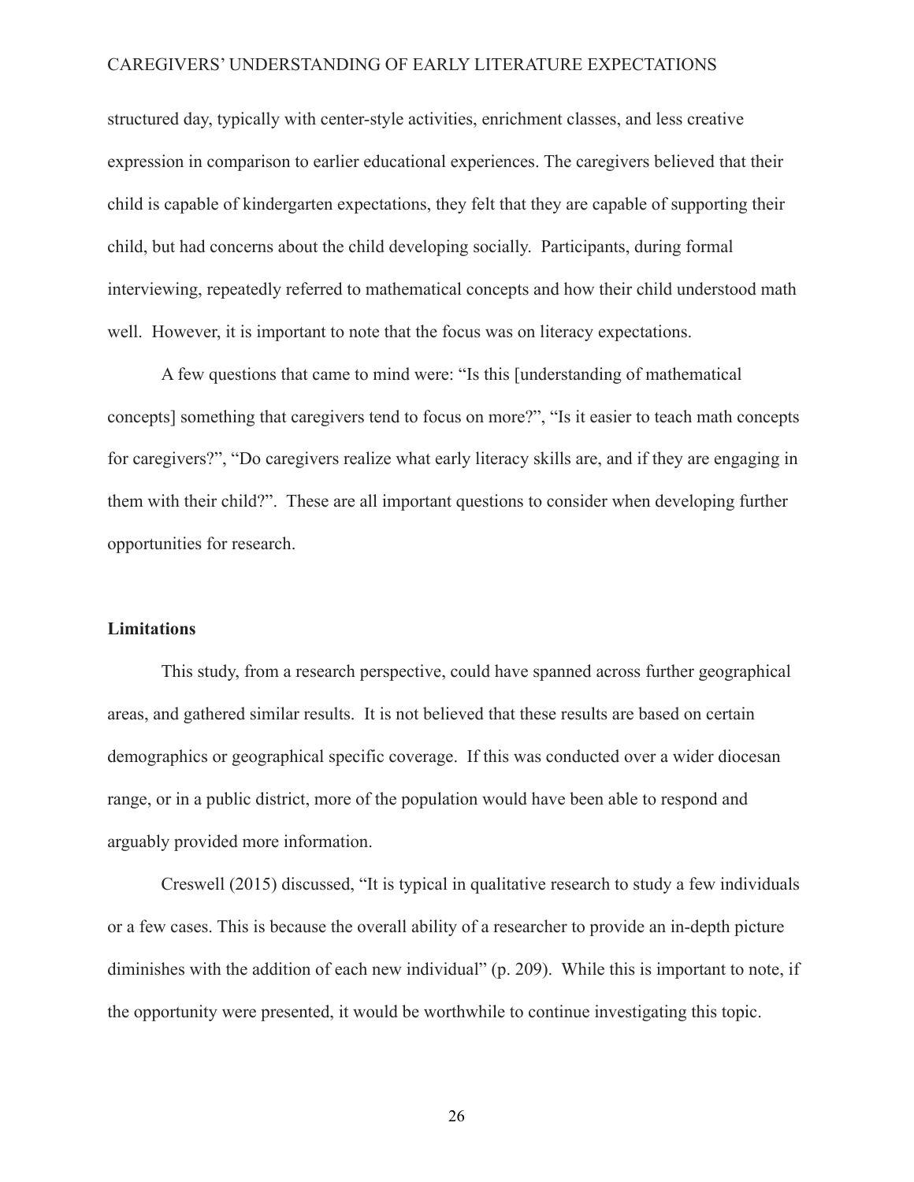structured day, typically with center-style activities, enrichment classes, and less creative expression in comparison to earlier educational experiences. The caregivers believed that their child is capable of kindergarten expectations, they felt that they are capable of supporting their child, but had concerns about the child developing socially. Participants, during formal interviewing, repeatedly referred to mathematical concepts and how their child understood math well. However, it is important to note that the focus was on literacy expectations.

A few questions that came to mind were: "Is this [understanding of mathematical concepts] something that caregivers tend to focus on more?", "Is it easier to teach math concepts for caregivers?", "Do caregivers realize what early literacy skills are, and if they are engaging in them with their child?". These are all important questions to consider when developing further opportunities for research.

## Limitations

This study, from a research perspective, could have spanned across further geographical areas, and gathered similar results. It is not believed that these results are based on certain demographics or geographical specific coverage. If this was conducted over a wider diocesan range, or in a public district, more of the population would have been able to respond and arguably provided more information.

Creswell (2015) discussed, "It is typical in qualitative research to study a few individuals or a few cases. This is because the overall ability of a researcher to provide an in-depth picture diminishes with the addition of each new individual" (p. 209). While this is important to note, if the opportunity were presented, it would be worthwhile to continue investigating this topic.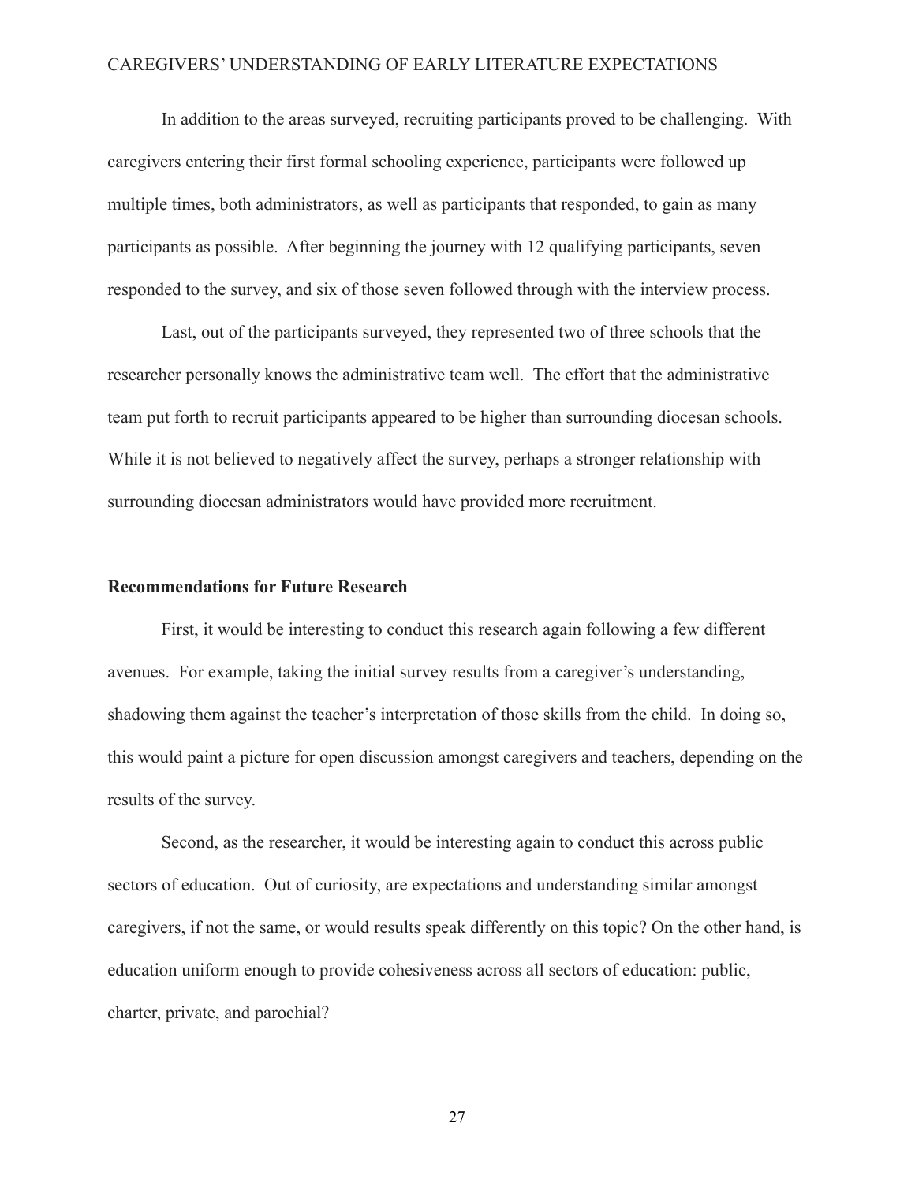In addition to the areas surveyed, recruiting participants proved to be challenging. With caregivers entering their first formal schooling experience, participants were followed up multiple times, both administrators, as well as participants that responded, to gain as many participants as possible. After beginning the journey with 12 qualifying participants, seven responded to the survey, and six of those seven followed through with the interview process.

Last, out of the participants surveyed, they represented two of three schools that the researcher personally knows the administrative team well. The effort that the administrative team put forth to recruit participants appeared to be higher than surrounding diocesan schools. While it is not believed to negatively affect the survey, perhaps a stronger relationship with surrounding diocesan administrators would have provided more recruitment.

## Recommendations for Future Research

First, it would be interesting to conduct this research again following a few different avenues. For example, taking the initial survey results from a caregiver's understanding, shadowing them against the teacher's interpretation of those skills from the child. In doing so, this would paint a picture for open discussion amongst caregivers and teachers, depending on the results of the survey.

Second, as the researcher, it would be interesting again to conduct this across public sectors of education. Out of curiosity, are expectations and understanding similar amongst caregivers, if not the same, or would results speak differently on this topic? On the other hand, is education uniform enough to provide cohesiveness across all sectors of education: public, charter, private, and parochial?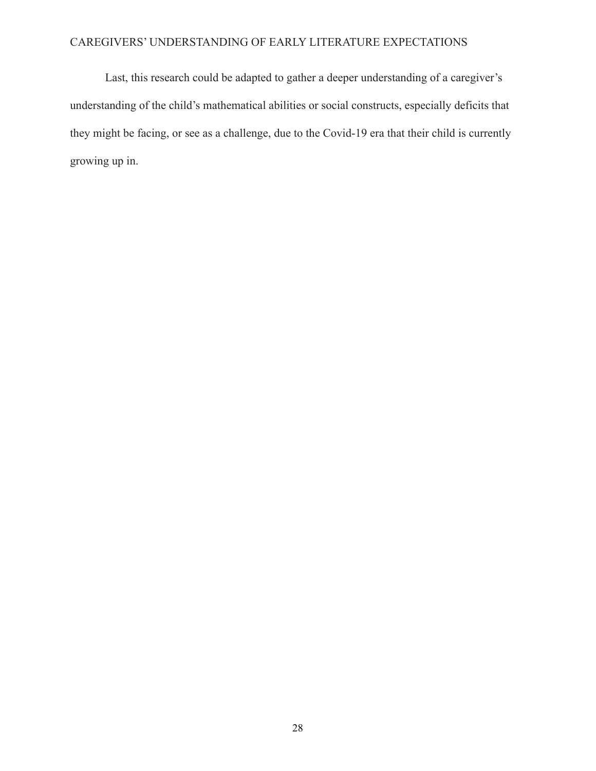Last, this research could be adapted to gather a deeper understanding of a caregiver's understanding of the child's mathematical abilities or social constructs, especially deficits that they might be facing, or see as a challenge, due to the Covid-19 era that their child is currently growing up in.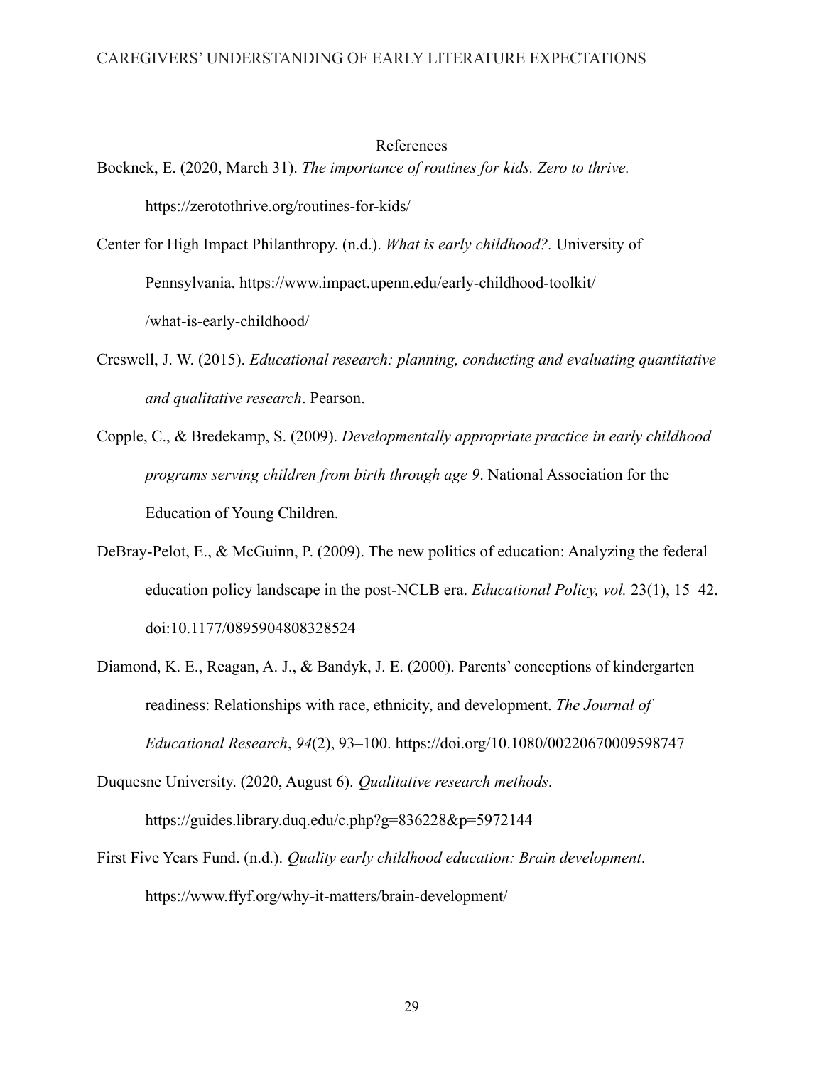# References

Bocknek, E. (2020, March 31). *The importance of routines for kids. Zero to thrive.* https://zerotothrive.org/routines-for-kids/

Center for High Impact Philanthropy. (n.d.). *What is early childhood?*. University of Pennsylvania. https://www.impact.upenn.edu/early-childhood-toolkit/ /what-is-early-childhood/

Creswell, J. W. (2015). *Educational research: planning, conducting and evaluating quantitative and qualitative research*. Pearson.

Copple, C., & Bredekamp, S. (2009). *Developmentally appropriate practice in early childhood programs serving children from birth through age 9*. National Association for the Education of Young Children.

DeBray-Pelot, E., & McGuinn, P. (2009). The new politics of education: Analyzing the federal education policy landscape in the post-NCLB era. *Educational Policy, vol.* 23(1), 15–42. doi:10.1177/0895904808328524

Diamond, K. E., Reagan, A. J., & Bandyk, J. E. (2000). Parents' conceptions of kindergarten readiness: Relationships with race, ethnicity, and development. *The Journal of Educational Research*, *94*(2), 93–100. https://doi.org/10.1080/00220670009598747

Duquesne University. (2020, August 6). *Qualitative research methods*. https://guides.library.duq.edu/c.php?g=836228&p=5972144

First Five Years Fund. (n.d.). *Quality early childhood education: Brain development*. https://www.ffyf.org/why-it-matters/brain-development/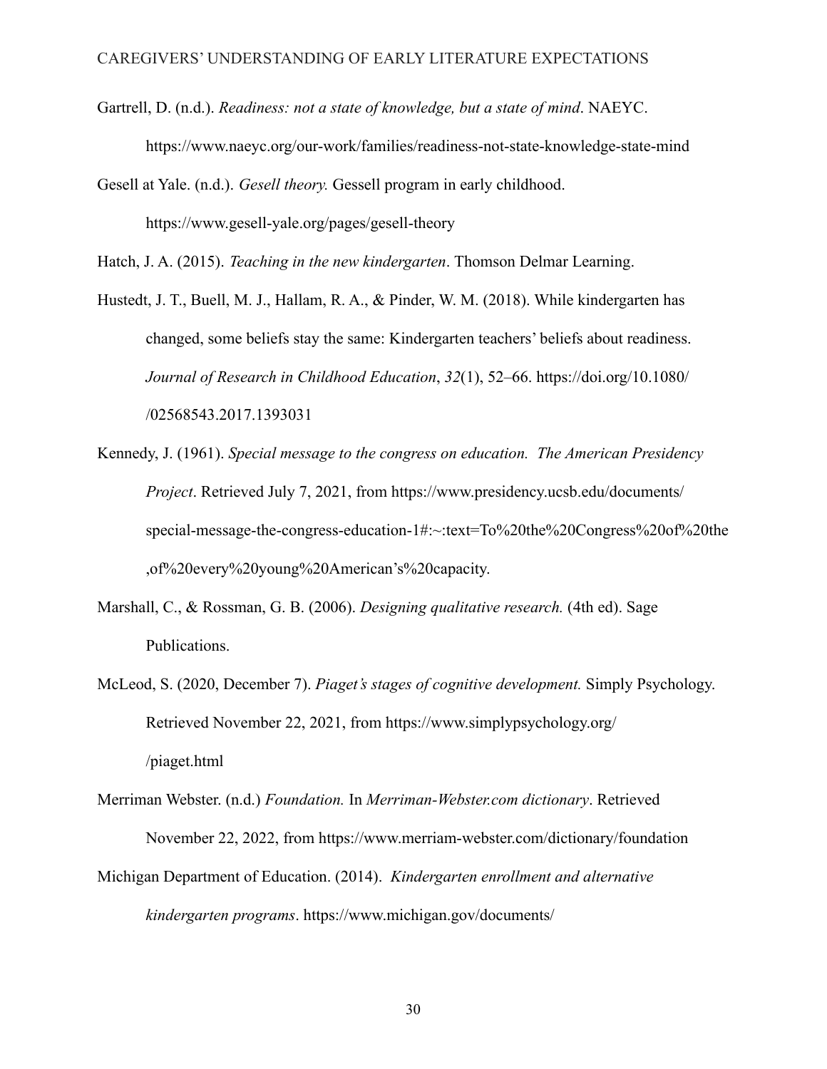Gartrell, D. (n.d.). *Readiness: not a state of knowledge, but a state of mind*. NAEYC. https://www.naeyc.org/our-work/families/readiness-not-state-knowledge-state-mind

Gesell at Yale. (n.d.). *Gesell theory.* Gessell program in early childhood. https://www.gesell-yale.org/pages/gesell-theory

Hatch, J. A. (2015). *Teaching in the new kindergarten*. Thomson Delmar Learning.

Hustedt, J. T., Buell, M. J., Hallam, R. A., & Pinder, W. M. (2018). While kindergarten has changed, some beliefs stay the same: Kindergarten teachers' beliefs about readiness. *Journal of Research in Childhood Education*, *32*(1), 52–66. https://doi.org/10.1080/ /02568543.2017.1393031

Kennedy, J. (1961). *Special message to the congress on education. The American Presidency Project*. Retrieved July 7, 2021, from https://www.presidency.ucsb.edu/documents/ special-message-the-congress-education-1#:~:text=To%20the%20Congress%20of%20the ,of%20every%20young%20American's%20capacity.

Marshall, C., & Rossman, G. B. (2006). *Designing qualitative research.* (4th ed). Sage Publications.

McLeod, S. (2020, December 7). *Piaget's stages of cognitive development.* Simply Psychology. Retrieved November 22, 2021, from https://www.simplypsychology.org/ /piaget.html

Merriman Webster. (n.d.) *Foundation.* In *Merriman-Webster.com dictionary*. Retrieved November 22, 2022, from https://www.merriam-webster.com/dictionary/foundation

Michigan Department of Education. (2014). *Kindergarten enrollment and alternative kindergarten programs*. https://www.michigan.gov/documents/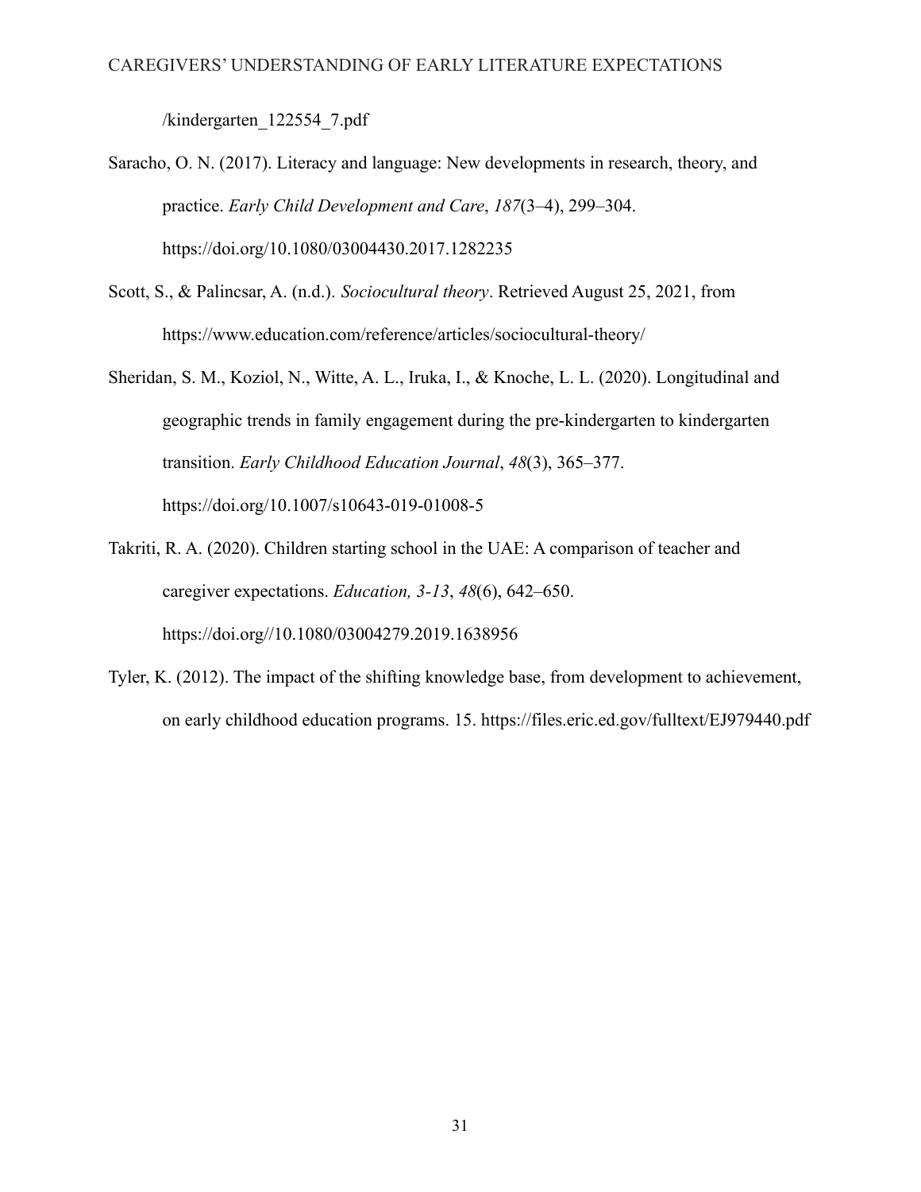/kindergarten_122554_7.pdf

Saracho, O. N. (2017). Literacy and language: New developments in research, theory, and practice. *Early Child Development and Care*, *187*(3–4), 299–304. https://doi.org/10.1080/03004430.2017.1282235

Scott, S., & Palincsar, A. (n.d.). *Sociocultural theory*. Retrieved August 25, 2021, from https://www.education.com/reference/articles/sociocultural-theory/

Sheridan, S. M., Koziol, N., Witte, A. L., Iruka, I., & Knoche, L. L. (2020). Longitudinal and geographic trends in family engagement during the pre-kindergarten to kindergarten transition. *Early Childhood Education Journal*, *48*(3), 365–377. https://doi.org/10.1007/s10643-019-01008-5

Takriti, R. A. (2020). Children starting school in the UAE: A comparison of teacher and caregiver expectations. *Education, 3-13*, *48*(6), 642–650. https://doi.org//10.1080/03004279.2019.1638956

Tyler, K. (2012). The impact of the shifting knowledge base, from development to achievement, on early childhood education programs. 15. https://files.eric.ed.gov/fulltext/EJ979440.pdf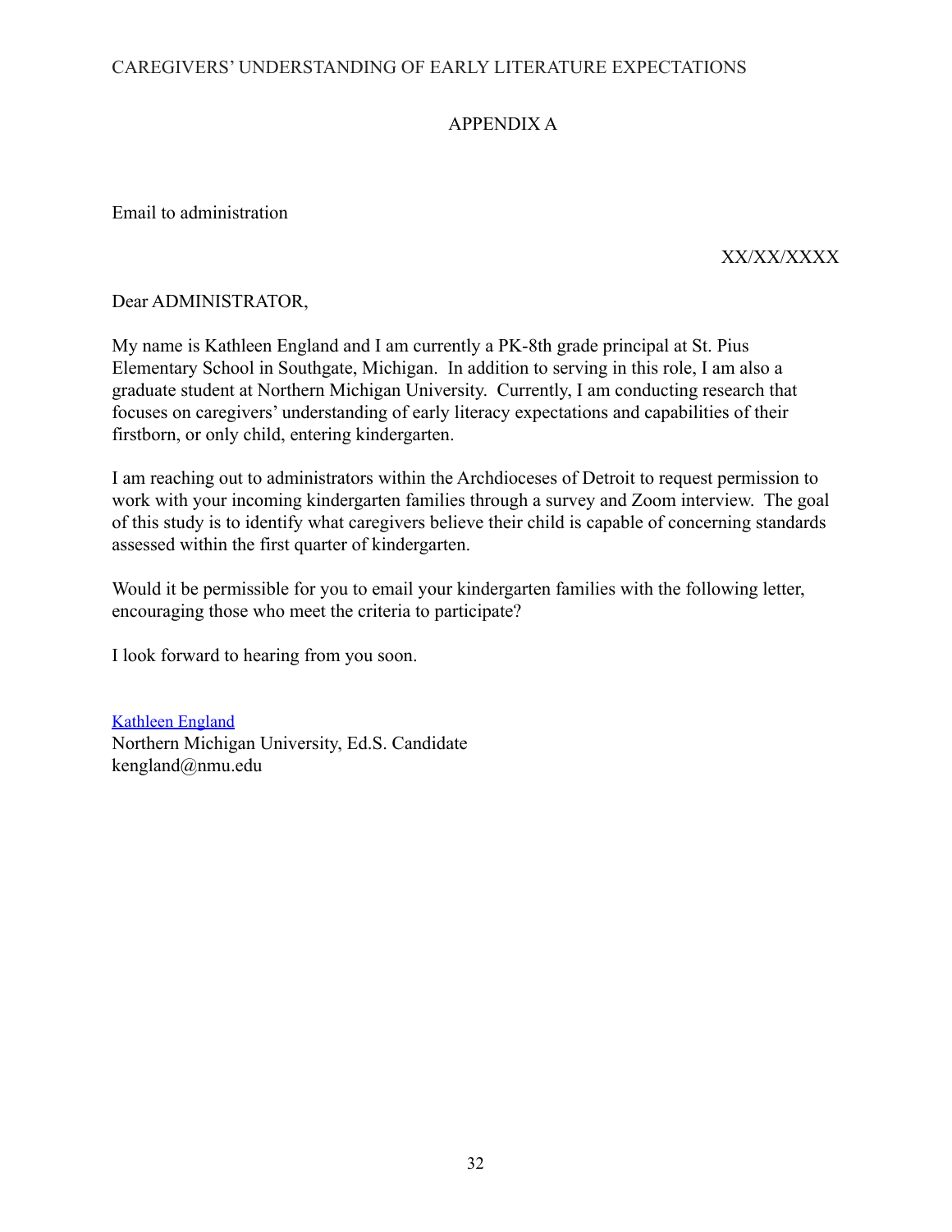## APPENDIX A

Email to administration

XX/XX/XXXX

Dear ADMINISTRATOR,

My name is Kathleen England and I am currently a PK-8th grade principal at St. Pius Elementary School in Southgate, Michigan. In addition to serving in this role, I am also a graduate student at Northern Michigan University. Currently, I am conducting research that focuses on caregivers' understanding of early literacy expectations and capabilities of their firstborn, or only child, entering kindergarten.

I am reaching out to administrators within the Archdioceses of Detroit to request permission to work with your incoming kindergarten families through a survey and Zoom interview. The goal of this study is to identify what caregivers believe their child is capable of concerning standards assessed within the first quarter of kindergarten.

Would it be permissible for you to email your kindergarten families with the following letter, encouraging those who meet the criteria to participate?

I look forward to hearing from you soon.

Kathleen England
Northern Michigan University, Ed.S. Candidate
kengland@nmu.edu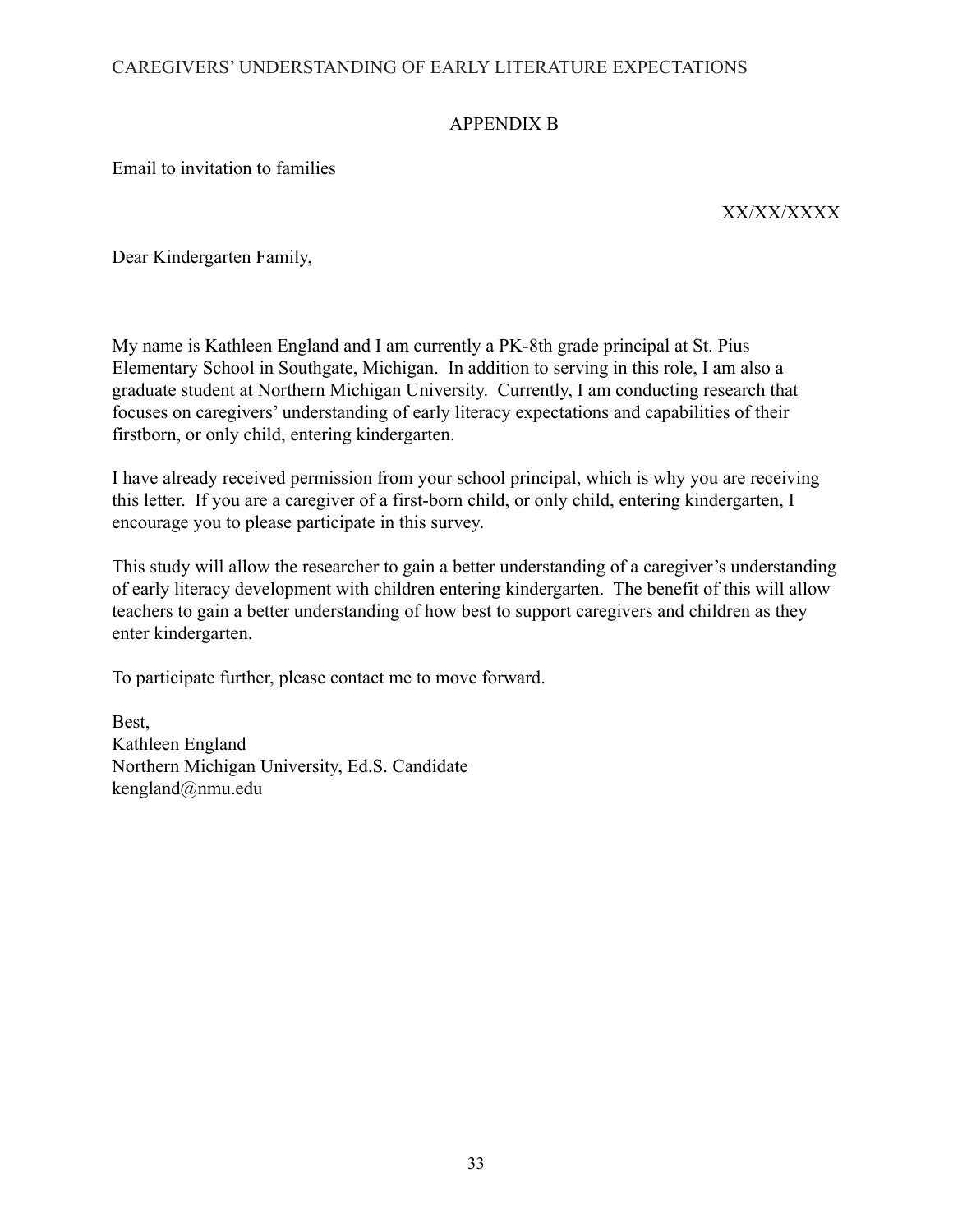## APPENDIX B

Email to invitation to families

XX/XX/XXXX

Dear Kindergarten Family,

My name is Kathleen England and I am currently a PK-8th grade principal at St. Pius Elementary School in Southgate, Michigan. In addition to serving in this role, I am also a graduate student at Northern Michigan University. Currently, I am conducting research that focuses on caregivers' understanding of early literacy expectations and capabilities of their firstborn, or only child, entering kindergarten.

I have already received permission from your school principal, which is why you are receiving this letter. If you are a caregiver of a first-born child, or only child, entering kindergarten, I encourage you to please participate in this survey.

This study will allow the researcher to gain a better understanding of a caregiver's understanding of early literacy development with children entering kindergarten. The benefit of this will allow teachers to gain a better understanding of how best to support caregivers and children as they enter kindergarten.

To participate further, please contact me to move forward.

Best,  
Kathleen England  
Northern Michigan University, Ed.S. Candidate  
kengland@nmu.edu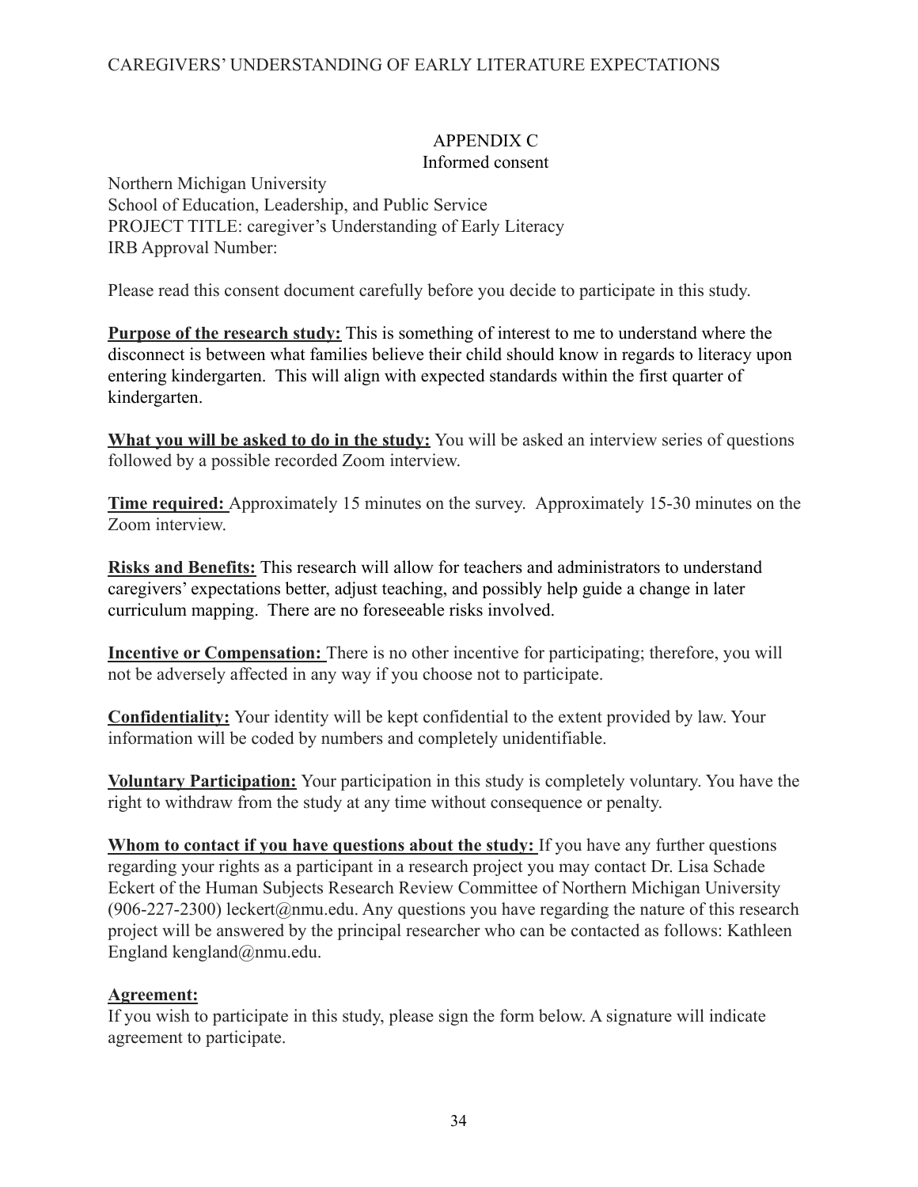## APPENDIX C

### Informed consent

Northern Michigan University
School of Education, Leadership, and Public Service
PROJECT TITLE: caregiver's Understanding of Early Literacy
IRB Approval Number:

Please read this consent document carefully before you decide to participate in this study.

**Purpose of the research study:** This is something of interest to me to understand where the disconnect is between what families believe their child should know in regards to literacy upon entering kindergarten. This will align with expected standards within the first quarter of kindergarten.

**What you will be asked to do in the study:** You will be asked an interview series of questions followed by a possible recorded Zoom interview.

**Time required:** Approximately 15 minutes on the survey. Approximately 15-30 minutes on the Zoom interview.

**Risks and Benefits:** This research will allow for teachers and administrators to understand caregivers' expectations better, adjust teaching, and possibly help guide a change in later curriculum mapping. There are no foreseeable risks involved.

**Incentive or Compensation:** There is no other incentive for participating; therefore, you will not be adversely affected in any way if you choose not to participate.

**Confidentiality:** Your identity will be kept confidential to the extent provided by law. Your information will be coded by numbers and completely unidentifiable.

**Voluntary Participation:** Your participation in this study is completely voluntary. You have the right to withdraw from the study at any time without consequence or penalty.

**Whom to contact if you have questions about the study:** If you have any further questions regarding your rights as a participant in a research project you may contact Dr. Lisa Schade Eckert of the Human Subjects Research Review Committee of Northern Michigan University (906-227-2300) leckert@nmu.edu. Any questions you have regarding the nature of this research project will be answered by the principal researcher who can be contacted as follows: Kathleen England kengland@nmu.edu.

**Agreement:**

If you wish to participate in this study, please sign the form below. A signature will indicate agreement to participate.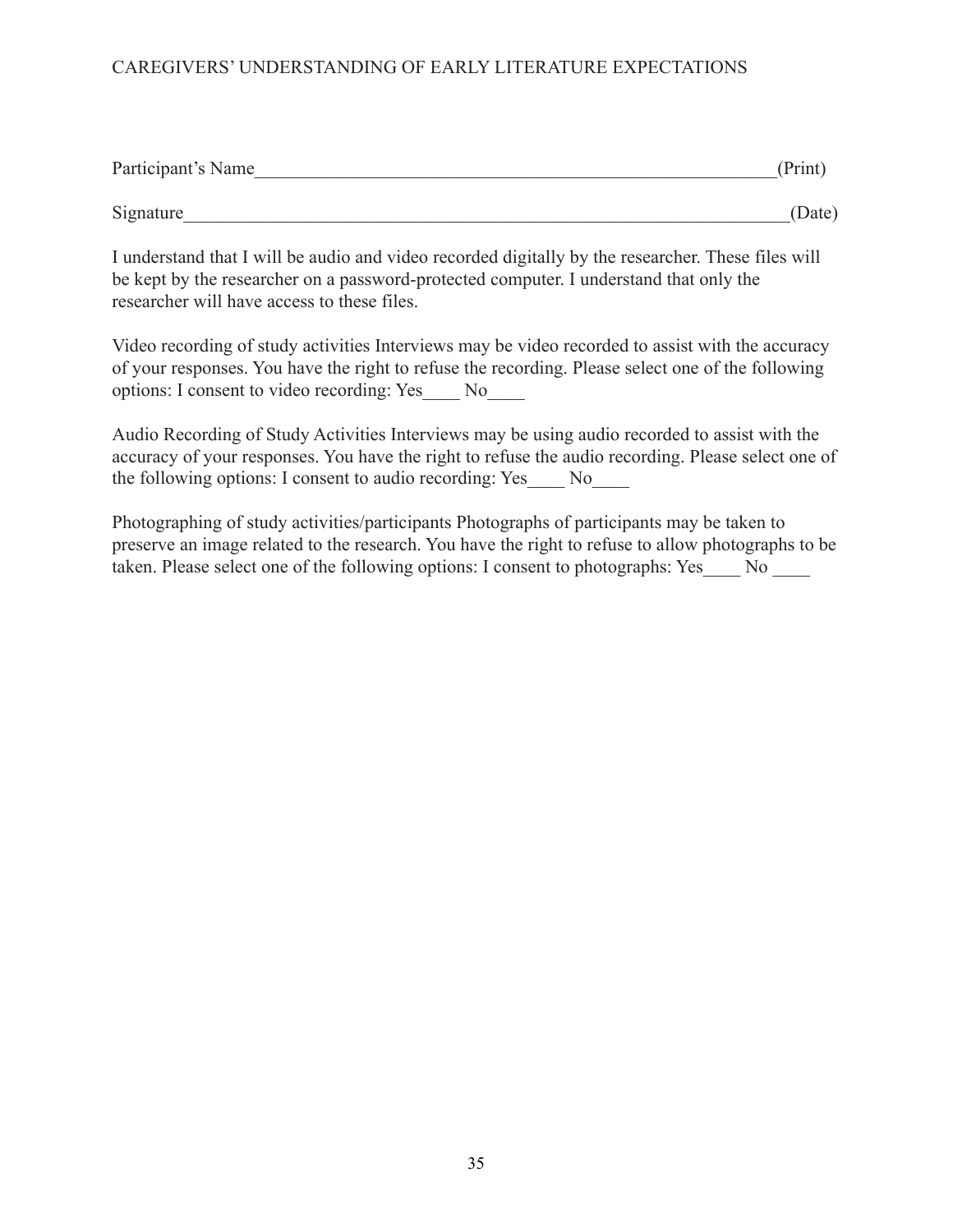Participant's Name\_\_\_\_\_\_\_\_\_\_\_\_\_\_\_\_\_\_\_\_\_\_\_\_\_\_\_\_\_\_\_\_\_\_\_\_\_\_\_\_\_\_\_\_\_\_\_\_\_\_\_\_\_\_\_\_(Print)

Signature\_\_\_\_\_\_\_\_\_\_\_\_\_\_\_\_\_\_\_\_\_\_\_\_\_\_\_\_\_\_\_\_\_\_\_\_\_\_\_\_\_\_\_\_\_\_\_\_\_\_\_\_\_\_\_\_\_\_\_\_\_\_(Date)

I understand that I will be audio and video recorded digitally by the researcher. These files will be kept by the researcher on a password-protected computer. I understand that only the researcher will have access to these files.

Video recording of study activities Interviews may be video recorded to assist with the accuracy of your responses. You have the right to refuse the recording. Please select one of the following options: I consent to video recording: Yes\_\_\_\_ No\_\_\_\_

Audio Recording of Study Activities Interviews may be using audio recorded to assist with the accuracy of your responses. You have the right to refuse the audio recording. Please select one of the following options: I consent to audio recording: Yes\_\_\_\_ No\_\_\_\_

Photographing of study activities/participants Photographs of participants may be taken to preserve an image related to the research. You have the right to refuse to allow photographs to be taken. Please select one of the following options: I consent to photographs: Yes\_\_\_\_ No \_\_\_\_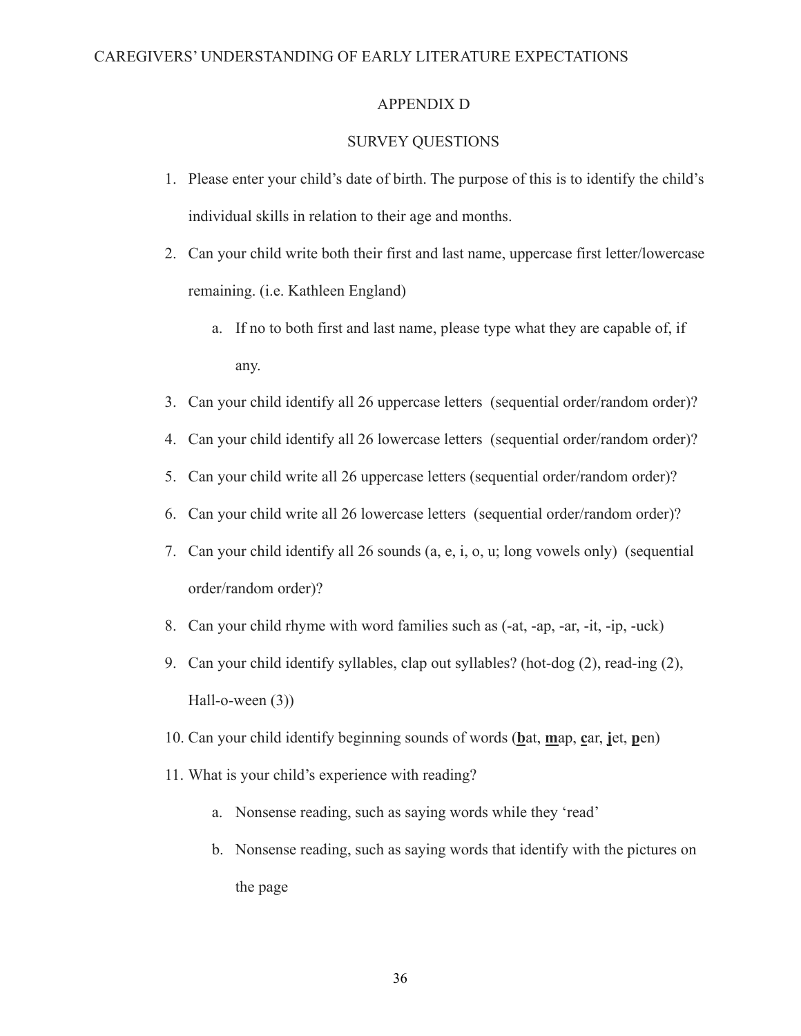# APPENDIX D

## SURVEY QUESTIONS

1. Please enter your child's date of birth. The purpose of this is to identify the child's individual skills in relation to their age and months.
2. Can your child write both their first and last name, uppercase first letter/lowercase remaining. (i.e. Kathleen England)
    a. If no to both first and last name, please type what they are capable of, if any.
3. Can your child identify all 26 uppercase letters (sequential order/random order)?
4. Can your child identify all 26 lowercase letters (sequential order/random order)?
5. Can your child write all 26 uppercase letters (sequential order/random order)?
6. Can your child write all 26 lowercase letters (sequential order/random order)?
7. Can your child identify all 26 sounds (a, e, i, o, u; long vowels only) (sequential order/random order)?
8. Can your child rhyme with word families such as (-at, -ap, -ar, -it, -ip, -uck)
9. Can your child identify syllables, clap out syllables? (hot-dog (2), read-ing (2), Hall-o-ween (3))
10. Can your child identify beginning sounds of words (**b**at, **m**ap, **c**ar, **j**et, **p**en)
11. What is your child's experience with reading?
    a. Nonsense reading, such as saying words while they 'read'
    b. Nonsense reading, such as saying words that identify with the pictures on the page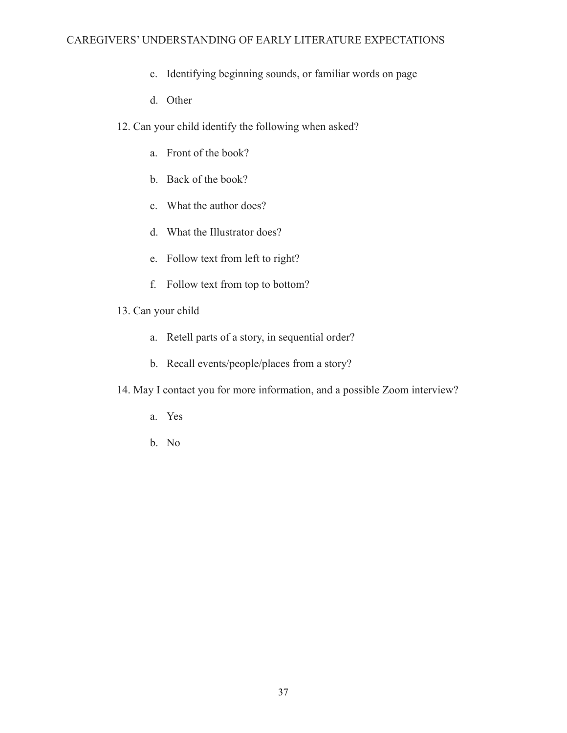c. Identifying beginning sounds, or familiar words on page

d. Other

12. Can your child identify the following when asked?

a. Front of the book?

b. Back of the book?

c. What the author does?

d. What the Illustrator does?

e. Follow text from left to right?

f. Follow text from top to bottom?

13. Can your child

a. Retell parts of a story, in sequential order?

b. Recall events/people/places from a story?

14. May I contact you for more information, and a possible Zoom interview?

a. Yes

b. No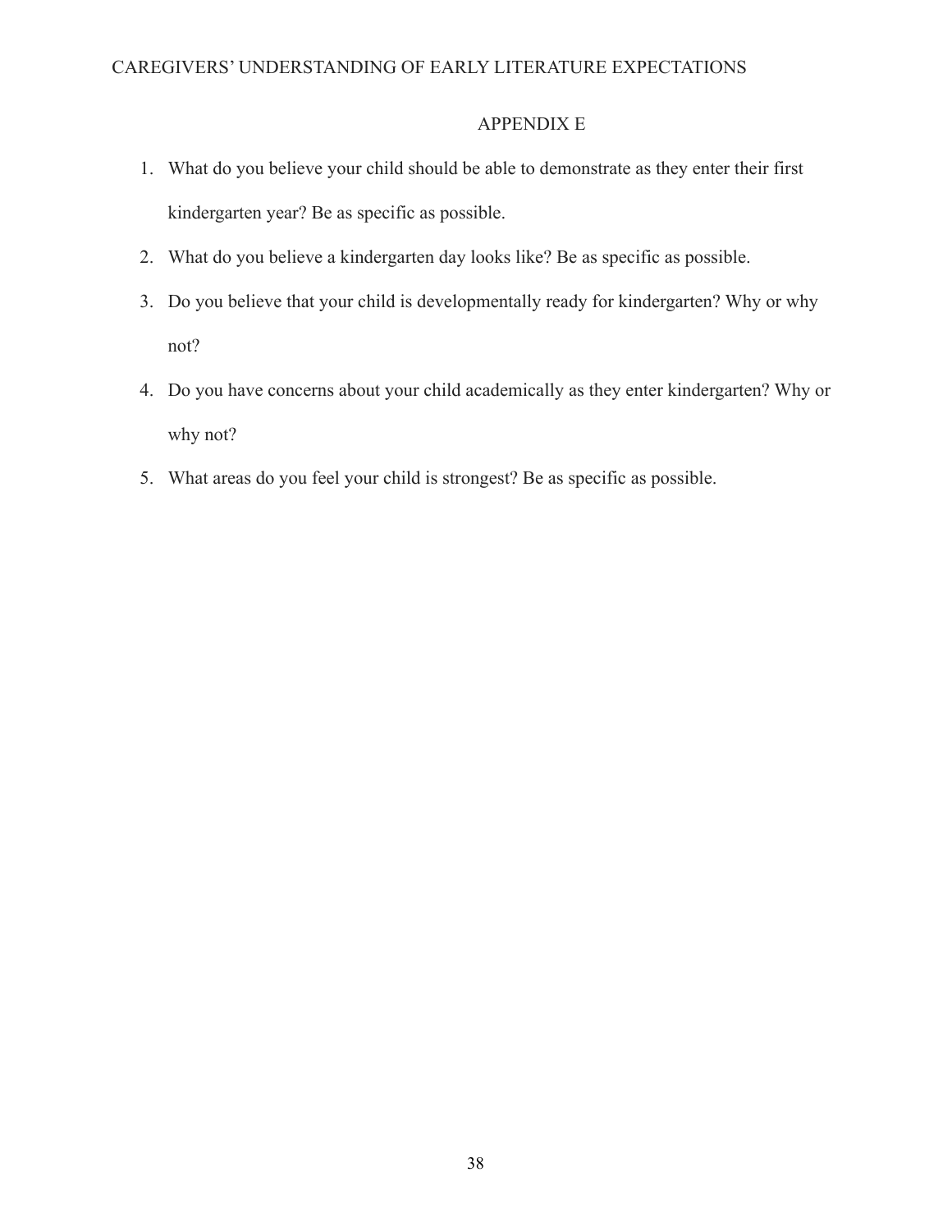# APPENDIX E

1. What do you believe your child should be able to demonstrate as they enter their first kindergarten year? Be as specific as possible.
2. What do you believe a kindergarten day looks like? Be as specific as possible.
3. Do you believe that your child is developmentally ready for kindergarten? Why or why not?
4. Do you have concerns about your child academically as they enter kindergarten? Why or why not?
5. What areas do you feel your child is strongest? Be as specific as possible.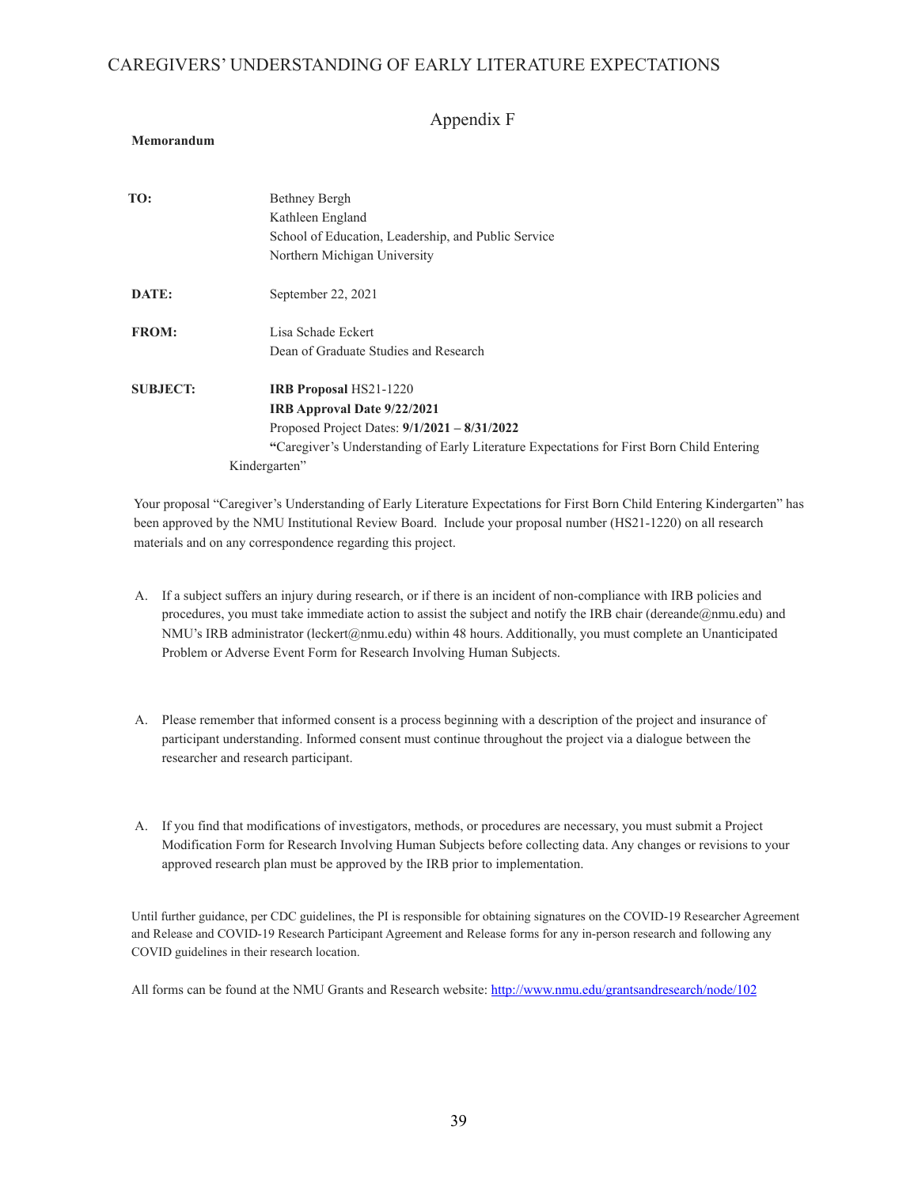## Appendix F

**Memorandum**

**TO:** Bethney Bergh
Kathleen England
School of Education, Leadership, and Public Service
Northern Michigan University

**DATE:** September 22, 2021

**FROM:** Lisa Schade Eckert
Dean of Graduate Studies and Research

**SUBJECT:** **IRB Proposal** HS21-1220
**IRB Approval Date 9/22/2021**
Proposed Project Dates: **9/1/2021 – 8/31/2022**
**"**Caregiver's Understanding of Early Literature Expectations for First Born Child Entering Kindergarten"

Your proposal "Caregiver's Understanding of Early Literature Expectations for First Born Child Entering Kindergarten" has been approved by the NMU Institutional Review Board. Include your proposal number (HS21-1220) on all research materials and on any correspondence regarding this project.

A. If a subject suffers an injury during research, or if there is an incident of non-compliance with IRB policies and procedures, you must take immediate action to assist the subject and notify the IRB chair (dereande@nmu.edu) and NMU's IRB administrator (leckert@nmu.edu) within 48 hours. Additionally, you must complete an Unanticipated Problem or Adverse Event Form for Research Involving Human Subjects.

A. Please remember that informed consent is a process beginning with a description of the project and insurance of participant understanding. Informed consent must continue throughout the project via a dialogue between the researcher and research participant.

A. If you find that modifications of investigators, methods, or procedures are necessary, you must submit a Project Modification Form for Research Involving Human Subjects before collecting data. Any changes or revisions to your approved research plan must be approved by the IRB prior to implementation.

Until further guidance, per CDC guidelines, the PI is responsible for obtaining signatures on the COVID-19 Researcher Agreement and Release and COVID-19 Research Participant Agreement and Release forms for any in-person research and following any COVID guidelines in their research location.

All forms can be found at the NMU Grants and Research website: http://www.nmu.edu/grantsandresearch/node/102